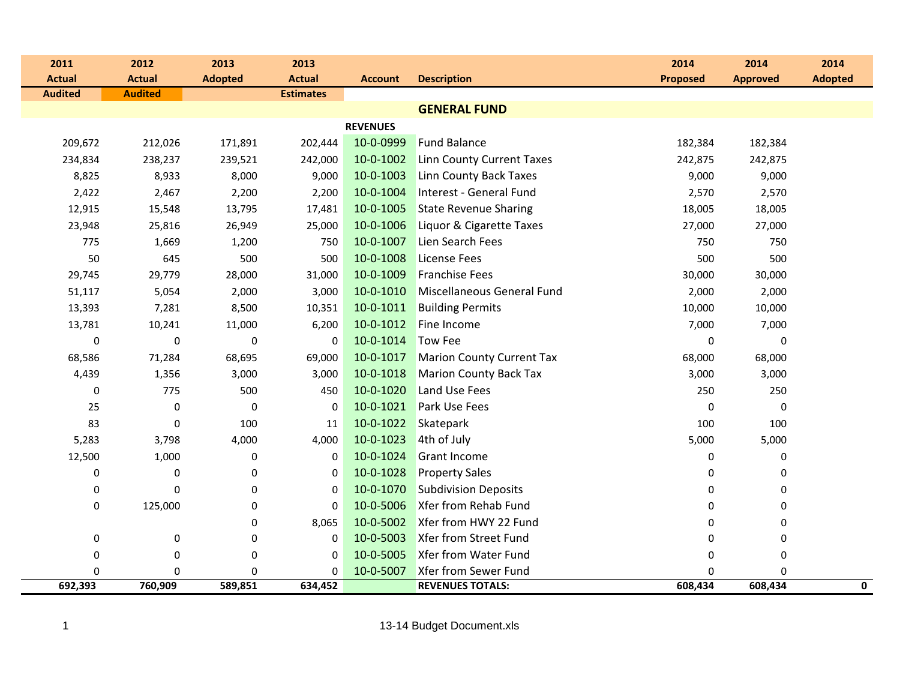| 2011 Actual | 2012 Actual | 2013 Adopted | 2013 Actual | Account | Description | 2014 Proposed | 2014 Approved | 2014 Adopted |
|---|---|---|---|---|---|---|---|---|
| Audited | Audited | | Estimates | | | | | |
| | | | | | **GENERAL FUND** | | | |
| | | | | **REVENUES** | | | | |
| 209,672 | 212,026 | 171,891 | 202,444 | 10-0-0999 | Fund Balance | 182,384 | 182,384 | |
| 234,834 | 238,237 | 239,521 | 242,000 | 10-0-1002 | Linn County Current Taxes | 242,875 | 242,875 | |
| 8,825 | 8,933 | 8,000 | 9,000 | 10-0-1003 | Linn County Back Taxes | 9,000 | 9,000 | |
| 2,422 | 2,467 | 2,200 | 2,200 | 10-0-1004 | Interest - General Fund | 2,570 | 2,570 | |
| 12,915 | 15,548 | 13,795 | 17,481 | 10-0-1005 | State Revenue Sharing | 18,005 | 18,005 | |
| 23,948 | 25,816 | 26,949 | 25,000 | 10-0-1006 | Liquor & Cigarette Taxes | 27,000 | 27,000 | |
| 775 | 1,669 | 1,200 | 750 | 10-0-1007 | Lien Search Fees | 750 | 750 | |
| 50 | 645 | 500 | 500 | 10-0-1008 | License Fees | 500 | 500 | |
| 29,745 | 29,779 | 28,000 | 31,000 | 10-0-1009 | Franchise Fees | 30,000 | 30,000 | |
| 51,117 | 5,054 | 2,000 | 3,000 | 10-0-1010 | Miscellaneous General Fund | 2,000 | 2,000 | |
| 13,393 | 7,281 | 8,500 | 10,351 | 10-0-1011 | Building Permits | 10,000 | 10,000 | |
| 13,781 | 10,241 | 11,000 | 6,200 | 10-0-1012 | Fine Income | 7,000 | 7,000 | |
| 0 | 0 | 0 | 0 | 10-0-1014 | Tow Fee | 0 | 0 | |
| 68,586 | 71,284 | 68,695 | 69,000 | 10-0-1017 | Marion County Current Tax | 68,000 | 68,000 | |
| 4,439 | 1,356 | 3,000 | 3,000 | 10-0-1018 | Marion County Back Tax | 3,000 | 3,000 | |
| 0 | 775 | 500 | 450 | 10-0-1020 | Land Use Fees | 250 | 250 | |
| 25 | 0 | 0 | 0 | 10-0-1021 | Park Use Fees | 0 | 0 | |
| 83 | 0 | 100 | 11 | 10-0-1022 | Skatepark | 100 | 100 | |
| 5,283 | 3,798 | 4,000 | 4,000 | 10-0-1023 | 4th of July | 5,000 | 5,000 | |
| 12,500 | 1,000 | 0 | 0 | 10-0-1024 | Grant Income | 0 | 0 | |
| 0 | 0 | 0 | 0 | 10-0-1028 | Property Sales | 0 | 0 | |
| 0 | 0 | 0 | 0 | 10-0-1070 | Subdivision Deposits | 0 | 0 | |
| 0 | 125,000 | 0 | 0 | 10-0-5006 | Xfer from Rehab Fund | 0 | 0 | |
| | | 0 | 8,065 | 10-0-5002 | Xfer from HWY 22 Fund | 0 | 0 | |
| 0 | 0 | 0 | 0 | 10-0-5003 | Xfer from Street Fund | 0 | 0 | |
| 0 | 0 | 0 | 0 | 10-0-5005 | Xfer from Water Fund | 0 | 0 | |
| 0 | 0 | 0 | 0 | 10-0-5007 | Xfer from Sewer Fund | 0 | 0 | |
| **692,393** | **760,909** | **589,851** | **634,452** | | **REVENUES TOTALS:** | **608,434** | **608,434** | **0** |

13-14 Budget Document.xls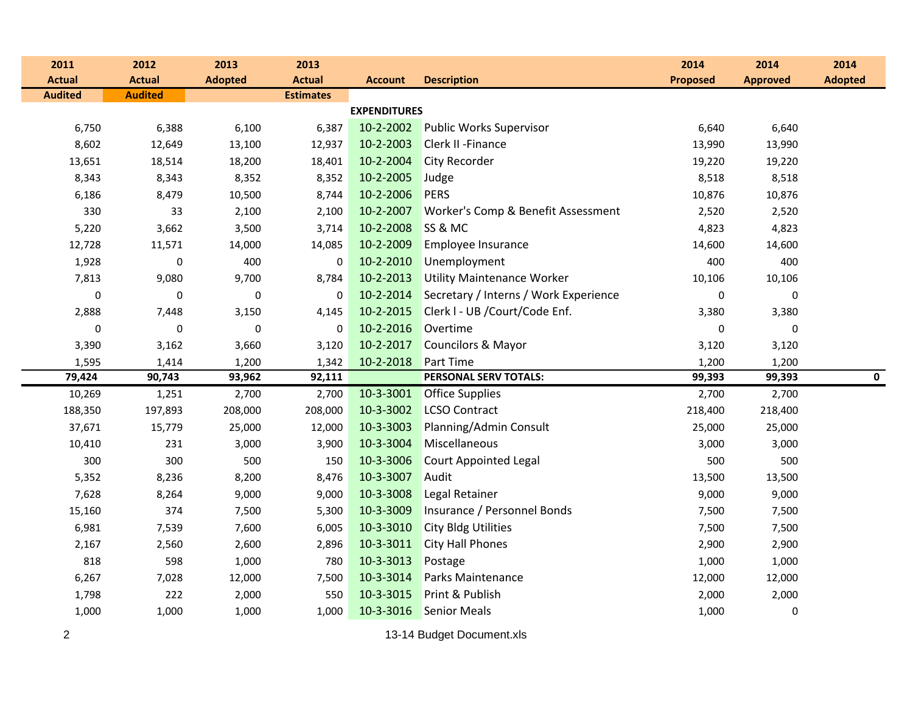| 2011 Actual Audited | 2012 Actual Audited | 2013 Adopted | 2013 Actual Estimates | Account | Description | 2014 Proposed | 2014 Approved | 2014 Adopted |
|---|---|---|---|---|---|---|---|---|
| | | | | | **EXPENDITURES** | | | |
| 6,750 | 6,388 | 6,100 | 6,387 | 10-2-2002 | Public Works Supervisor | 6,640 | 6,640 | |
| 8,602 | 12,649 | 13,100 | 12,937 | 10-2-2003 | Clerk II -Finance | 13,990 | 13,990 | |
| 13,651 | 18,514 | 18,200 | 18,401 | 10-2-2004 | City Recorder | 19,220 | 19,220 | |
| 8,343 | 8,343 | 8,352 | 8,352 | 10-2-2005 | Judge | 8,518 | 8,518 | |
| 6,186 | 8,479 | 10,500 | 8,744 | 10-2-2006 | PERS | 10,876 | 10,876 | |
| 330 | 33 | 2,100 | 2,100 | 10-2-2007 | Worker's Comp & Benefit Assessment | 2,520 | 2,520 | |
| 5,220 | 3,662 | 3,500 | 3,714 | 10-2-2008 | SS & MC | 4,823 | 4,823 | |
| 12,728 | 11,571 | 14,000 | 14,085 | 10-2-2009 | Employee Insurance | 14,600 | 14,600 | |
| 1,928 | 0 | 400 | 0 | 10-2-2010 | Unemployment | 400 | 400 | |
| 7,813 | 9,080 | 9,700 | 8,784 | 10-2-2013 | Utility Maintenance Worker | 10,106 | 10,106 | |
| 0 | 0 | 0 | 0 | 10-2-2014 | Secretary / Interns / Work Experience | 0 | 0 | |
| 2,888 | 7,448 | 3,150 | 4,145 | 10-2-2015 | Clerk l - UB /Court/Code Enf. | 3,380 | 3,380 | |
| 0 | 0 | 0 | 0 | 10-2-2016 | Overtime | 0 | 0 | |
| 3,390 | 3,162 | 3,660 | 3,120 | 10-2-2017 | Councilors & Mayor | 3,120 | 3,120 | |
| 1,595 | 1,414 | 1,200 | 1,342 | 10-2-2018 | Part Time | 1,200 | 1,200 | |
| **79,424** | **90,743** | **93,962** | **92,111** | | **PERSONAL SERV TOTALS:** | **99,393** | **99,393** | **0** |
| 10,269 | 1,251 | 2,700 | 2,700 | 10-3-3001 | Office Supplies | 2,700 | 2,700 | |
| 188,350 | 197,893 | 208,000 | 208,000 | 10-3-3002 | LCSO Contract | 218,400 | 218,400 | |
| 37,671 | 15,779 | 25,000 | 12,000 | 10-3-3003 | Planning/Admin Consult | 25,000 | 25,000 | |
| 10,410 | 231 | 3,000 | 3,900 | 10-3-3004 | Miscellaneous | 3,000 | 3,000 | |
| 300 | 300 | 500 | 150 | 10-3-3006 | Court Appointed Legal | 500 | 500 | |
| 5,352 | 8,236 | 8,200 | 8,476 | 10-3-3007 | Audit | 13,500 | 13,500 | |
| 7,628 | 8,264 | 9,000 | 9,000 | 10-3-3008 | Legal Retainer | 9,000 | 9,000 | |
| 15,160 | 374 | 7,500 | 5,300 | 10-3-3009 | Insurance / Personnel Bonds | 7,500 | 7,500 | |
| 6,981 | 7,539 | 7,600 | 6,005 | 10-3-3010 | City Bldg Utilities | 7,500 | 7,500 | |
| 2,167 | 2,560 | 2,600 | 2,896 | 10-3-3011 | City Hall Phones | 2,900 | 2,900 | |
| 818 | 598 | 1,000 | 780 | 10-3-3013 | Postage | 1,000 | 1,000 | |
| 6,267 | 7,028 | 12,000 | 7,500 | 10-3-3014 | Parks Maintenance | 12,000 | 12,000 | |
| 1,798 | 222 | 2,000 | 550 | 10-3-3015 | Print & Publish | 2,000 | 2,000 | |
| 1,000 | 1,000 | 1,000 | 1,000 | 10-3-3016 | Senior Meals | 1,000 | 0 | |

13-14 Budget Document.xls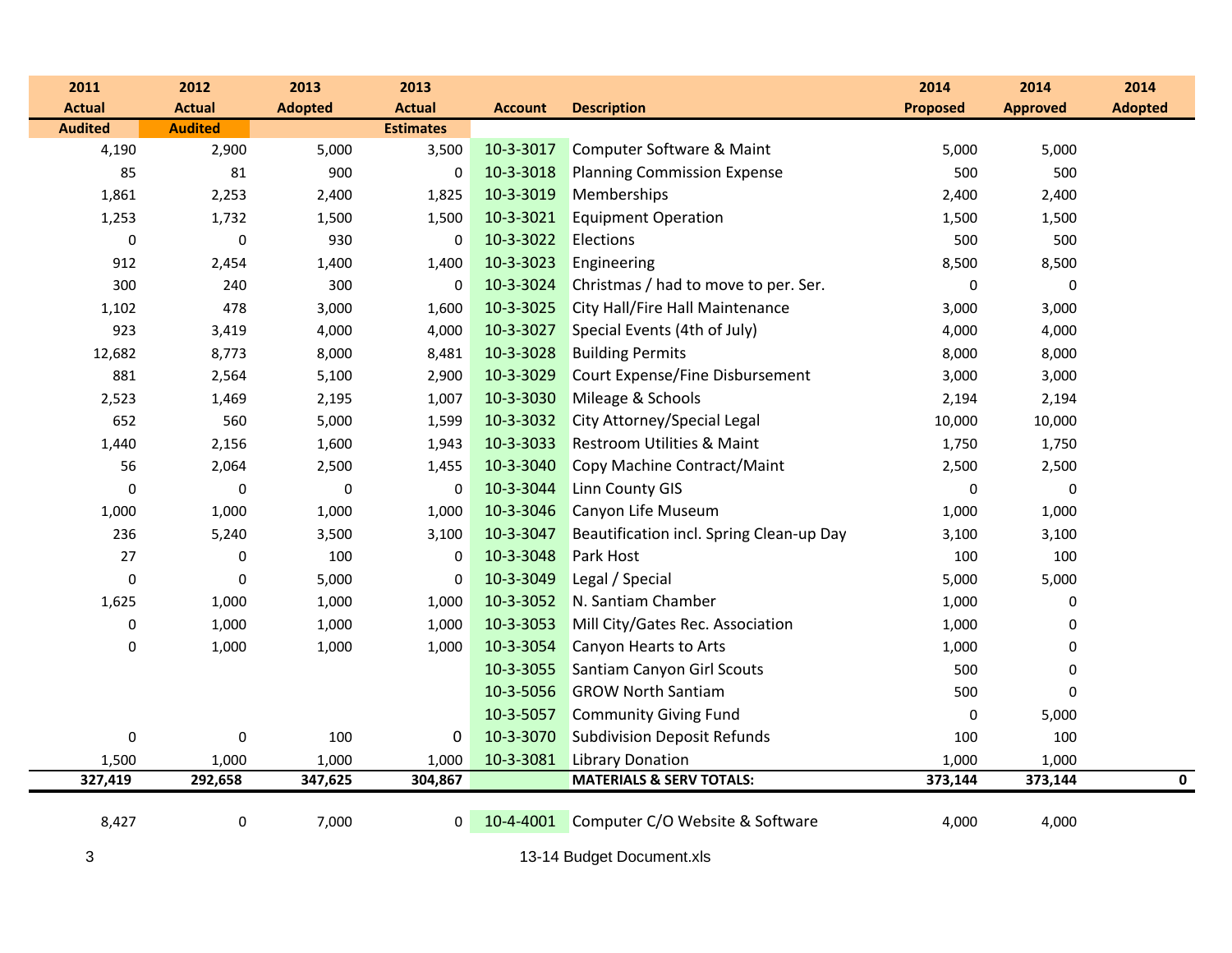| 2011 Actual Audited | 2012 Actual Audited | 2013 Adopted | 2013 Actual Estimates | Account | Description | 2014 Proposed | 2014 Approved | 2014 Adopted |
|---|---|---|---|---|---|---|---|---|
| 4,190 | 2,900 | 5,000 | 3,500 | 10-3-3017 | Computer Software & Maint | 5,000 | 5,000 | |
| 85 | 81 | 900 | 0 | 10-3-3018 | Planning Commission Expense | 500 | 500 | |
| 1,861 | 2,253 | 2,400 | 1,825 | 10-3-3019 | Memberships | 2,400 | 2,400 | |
| 1,253 | 1,732 | 1,500 | 1,500 | 10-3-3021 | Equipment Operation | 1,500 | 1,500 | |
| 0 | 0 | 930 | 0 | 10-3-3022 | Elections | 500 | 500 | |
| 912 | 2,454 | 1,400 | 1,400 | 10-3-3023 | Engineering | 8,500 | 8,500 | |
| 300 | 240 | 300 | 0 | 10-3-3024 | Christmas / had to move to per. Ser. | 0 | 0 | |
| 1,102 | 478 | 3,000 | 1,600 | 10-3-3025 | City Hall/Fire Hall Maintenance | 3,000 | 3,000 | |
| 923 | 3,419 | 4,000 | 4,000 | 10-3-3027 | Special Events (4th of July) | 4,000 | 4,000 | |
| 12,682 | 8,773 | 8,000 | 8,481 | 10-3-3028 | Building Permits | 8,000 | 8,000 | |
| 881 | 2,564 | 5,100 | 2,900 | 10-3-3029 | Court Expense/Fine Disbursement | 3,000 | 3,000 | |
| 2,523 | 1,469 | 2,195 | 1,007 | 10-3-3030 | Mileage & Schools | 2,194 | 2,194 | |
| 652 | 560 | 5,000 | 1,599 | 10-3-3032 | City Attorney/Special Legal | 10,000 | 10,000 | |
| 1,440 | 2,156 | 1,600 | 1,943 | 10-3-3033 | Restroom Utilities & Maint | 1,750 | 1,750 | |
| 56 | 2,064 | 2,500 | 1,455 | 10-3-3040 | Copy Machine Contract/Maint | 2,500 | 2,500 | |
| 0 | 0 | 0 | 0 | 10-3-3044 | Linn County GIS | 0 | 0 | |
| 1,000 | 1,000 | 1,000 | 1,000 | 10-3-3046 | Canyon Life Museum | 1,000 | 1,000 | |
| 236 | 5,240 | 3,500 | 3,100 | 10-3-3047 | Beautification incl. Spring Clean-up Day | 3,100 | 3,100 | |
| 27 | 0 | 100 | 0 | 10-3-3048 | Park Host | 100 | 100 | |
| 0 | 0 | 5,000 | 0 | 10-3-3049 | Legal / Special | 5,000 | 5,000 | |
| 1,625 | 1,000 | 1,000 | 1,000 | 10-3-3052 | N. Santiam Chamber | 1,000 | 0 | |
| 0 | 1,000 | 1,000 | 1,000 | 10-3-3053 | Mill City/Gates Rec. Association | 1,000 | 0 | |
| 0 | 1,000 | 1,000 | 1,000 | 10-3-3054 | Canyon Hearts to Arts | 1,000 | 0 | |
| | | | | 10-3-3055 | Santiam Canyon Girl Scouts | 500 | 0 | |
| | | | | 10-3-5056 | GROW North Santiam | 500 | 0 | |
| | | | | 10-3-5057 | Community Giving Fund | 0 | 5,000 | |
| 0 | 0 | 100 | 0 | 10-3-3070 | Subdivision Deposit Refunds | 100 | 100 | |
| 1,500 | 1,000 | 1,000 | 1,000 | 10-3-3081 | Library Donation | 1,000 | 1,000 | |
| **327,419** | **292,658** | **347,625** | **304,867** | | **MATERIALS & SERV TOTALS:** | **373,144** | **373,144** | **0** |
| 8,427 | 0 | 7,000 | 0 | 10-4-4001 | Computer C/O Website & Software | 4,000 | 4,000 | |

13-14 Budget Document.xls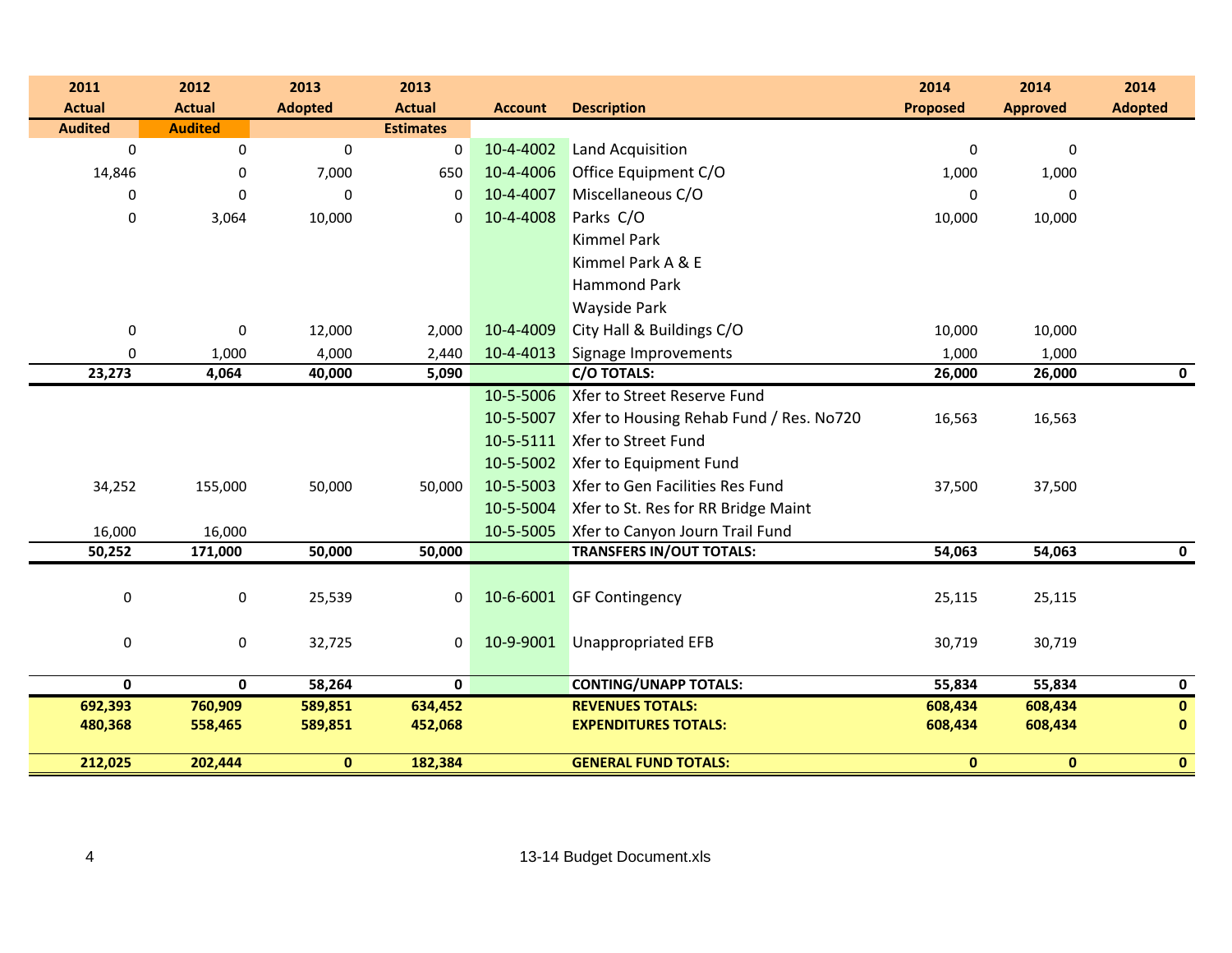| 2011 Actual | 2012 Actual | 2013 Adopted | 2013 Actual | Account | Description | 2014 Proposed | 2014 Approved | 2014 Adopted |
|---|---|---|---|---|---|---|---|---|
| Audited | Audited | | Estimates | | | | | |
| 0 | 0 | 0 | 0 | 10-4-4002 | Land Acquisition | 0 | 0 | |
| 14,846 | 0 | 7,000 | 650 | 10-4-4006 | Office Equipment C/O | 1,000 | 1,000 | |
| 0 | 0 | 0 | 0 | 10-4-4007 | Miscellaneous C/O | 0 | 0 | |
| 0 | 3,064 | 10,000 | 0 | 10-4-4008 | Parks C/O | 10,000 | 10,000 | |
| | | | | | Kimmel Park | | | |
| | | | | | Kimmel Park A & E | | | |
| | | | | | Hammond Park | | | |
| | | | | | Wayside Park | | | |
| 0 | 0 | 12,000 | 2,000 | 10-4-4009 | City Hall & Buildings C/O | 10,000 | 10,000 | |
| 0 | 1,000 | 4,000 | 2,440 | 10-4-4013 | Signage Improvements | 1,000 | 1,000 | |
| **23,273** | **4,064** | **40,000** | **5,090** | | **C/O TOTALS:** | **26,000** | **26,000** | **0** |
| | | | | 10-5-5006 | Xfer to Street Reserve Fund | | | |
| | | | | 10-5-5007 | Xfer to Housing Rehab Fund / Res. No720 | 16,563 | 16,563 | |
| | | | | 10-5-5111 | Xfer to Street Fund | | | |
| | | | | 10-5-5002 | Xfer to Equipment Fund | | | |
| 34,252 | 155,000 | 50,000 | 50,000 | 10-5-5003 | Xfer to Gen Facilities Res Fund | 37,500 | 37,500 | |
| | | | | 10-5-5004 | Xfer to St. Res for RR Bridge Maint | | | |
| 16,000 | 16,000 | | | 10-5-5005 | Xfer to Canyon Journ Trail Fund | | | |
| **50,252** | **171,000** | **50,000** | **50,000** | | **TRANSFERS IN/OUT TOTALS:** | **54,063** | **54,063** | **0** |
| 0 | 0 | 25,539 | 0 | 10-6-6001 | GF Contingency | 25,115 | 25,115 | |
| 0 | 0 | 32,725 | 0 | 10-9-9001 | Unappropriated EFB | 30,719 | 30,719 | |
| **0** | **0** | **58,264** | **0** | | **CONTING/UNAPP TOTALS:** | **55,834** | **55,834** | **0** |
| **692,393** | **760,909** | **589,851** | **634,452** | | **REVENUES TOTALS:** | **608,434** | **608,434** | **0** |
| **480,368** | **558,465** | **589,851** | **452,068** | | **EXPENDITURES TOTALS:** | **608,434** | **608,434** | **0** |
| **212,025** | **202,444** | **0** | **182,384** | | **GENERAL FUND TOTALS:** | **0** | **0** | **0** |

13-14 Budget Document.xls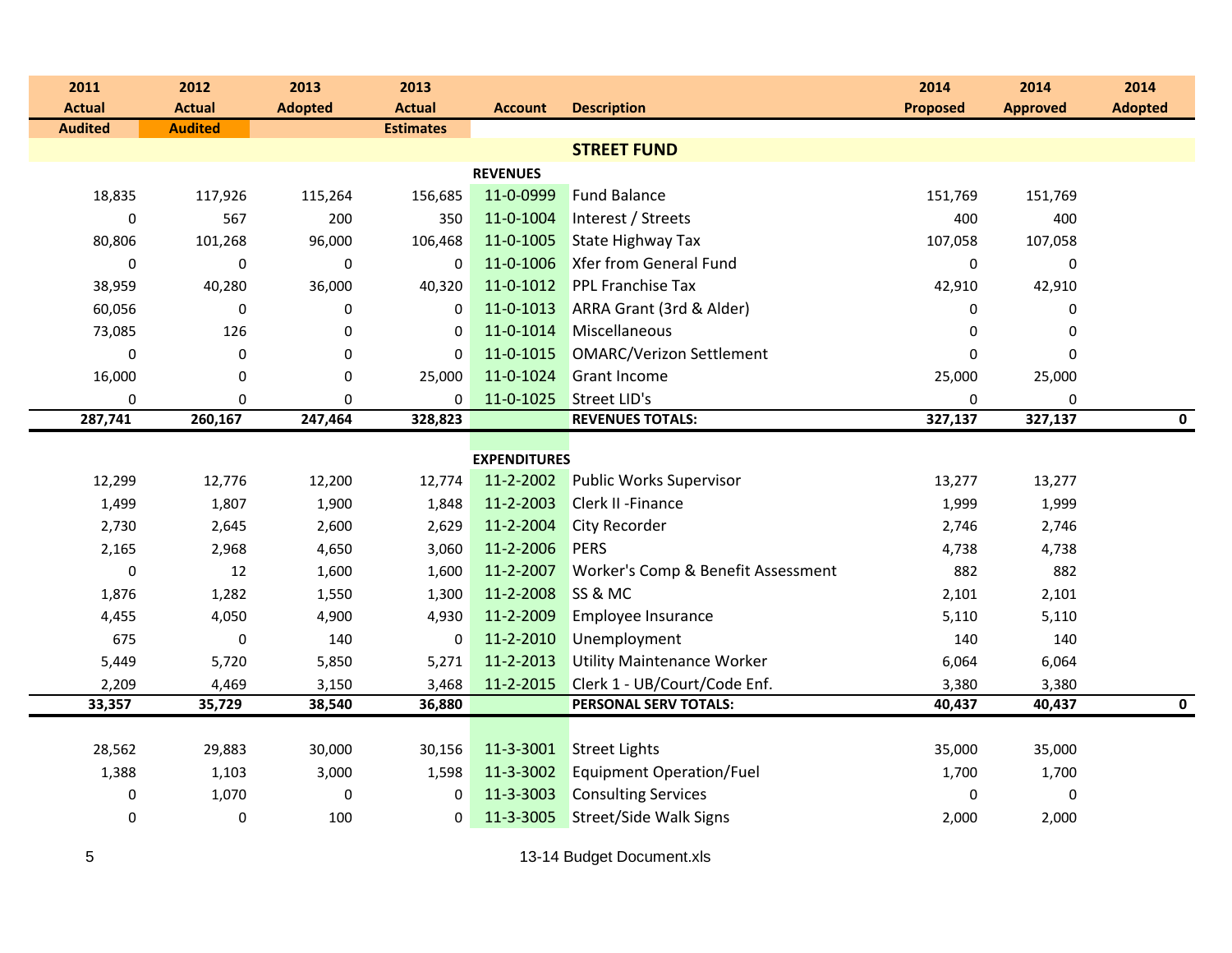| 2011 Actual Audited | 2012 Actual Audited | 2013 Adopted | 2013 Actual Estimates | Account | Description | 2014 Proposed | 2014 Approved | 2014 Adopted |
|---|---|---|---|---|---|---|---|---|
| | | | | | **STREET FUND** | | | |
| | | | | **REVENUES** | | | | |
| 18,835 | 117,926 | 115,264 | 156,685 | 11-0-0999 | Fund Balance | 151,769 | 151,769 | |
| 0 | 567 | 200 | 350 | 11-0-1004 | Interest / Streets | 400 | 400 | |
| 80,806 | 101,268 | 96,000 | 106,468 | 11-0-1005 | State Highway Tax | 107,058 | 107,058 | |
| 0 | 0 | 0 | 0 | 11-0-1006 | Xfer from General Fund | 0 | 0 | |
| 38,959 | 40,280 | 36,000 | 40,320 | 11-0-1012 | PPL Franchise Tax | 42,910 | 42,910 | |
| 60,056 | 0 | 0 | 0 | 11-0-1013 | ARRA Grant (3rd & Alder) | 0 | 0 | |
| 73,085 | 126 | 0 | 0 | 11-0-1014 | Miscellaneous | 0 | 0 | |
| 0 | 0 | 0 | 0 | 11-0-1015 | OMARC/Verizon Settlement | 0 | 0 | |
| 16,000 | 0 | 0 | 25,000 | 11-0-1024 | Grant Income | 25,000 | 25,000 | |
| 0 | 0 | 0 | 0 | 11-0-1025 | Street LID's | 0 | 0 | |
| **287,741** | **260,167** | **247,464** | **328,823** | | **REVENUES TOTALS:** | **327,137** | **327,137** | **0** |
| | | | | **EXPENDITURES** | | | | |
| 12,299 | 12,776 | 12,200 | 12,774 | 11-2-2002 | Public Works Supervisor | 13,277 | 13,277 | |
| 1,499 | 1,807 | 1,900 | 1,848 | 11-2-2003 | Clerk II -Finance | 1,999 | 1,999 | |
| 2,730 | 2,645 | 2,600 | 2,629 | 11-2-2004 | City Recorder | 2,746 | 2,746 | |
| 2,165 | 2,968 | 4,650 | 3,060 | 11-2-2006 | PERS | 4,738 | 4,738 | |
| 0 | 12 | 1,600 | 1,600 | 11-2-2007 | Worker's Comp & Benefit Assessment | 882 | 882 | |
| 1,876 | 1,282 | 1,550 | 1,300 | 11-2-2008 | SS & MC | 2,101 | 2,101 | |
| 4,455 | 4,050 | 4,900 | 4,930 | 11-2-2009 | Employee Insurance | 5,110 | 5,110 | |
| 675 | 0 | 140 | 0 | 11-2-2010 | Unemployment | 140 | 140 | |
| 5,449 | 5,720 | 5,850 | 5,271 | 11-2-2013 | Utility Maintenance Worker | 6,064 | 6,064 | |
| 2,209 | 4,469 | 3,150 | 3,468 | 11-2-2015 | Clerk 1 - UB/Court/Code Enf. | 3,380 | 3,380 | |
| **33,357** | **35,729** | **38,540** | **36,880** | | **PERSONAL SERV TOTALS:** | **40,437** | **40,437** | **0** |
| 28,562 | 29,883 | 30,000 | 30,156 | 11-3-3001 | Street Lights | 35,000 | 35,000 | |
| 1,388 | 1,103 | 3,000 | 1,598 | 11-3-3002 | Equipment Operation/Fuel | 1,700 | 1,700 | |
| 0 | 1,070 | 0 | 0 | 11-3-3003 | Consulting Services | 0 | 0 | |
| 0 | 0 | 100 | 0 | 11-3-3005 | Street/Side Walk Signs | 2,000 | 2,000 | |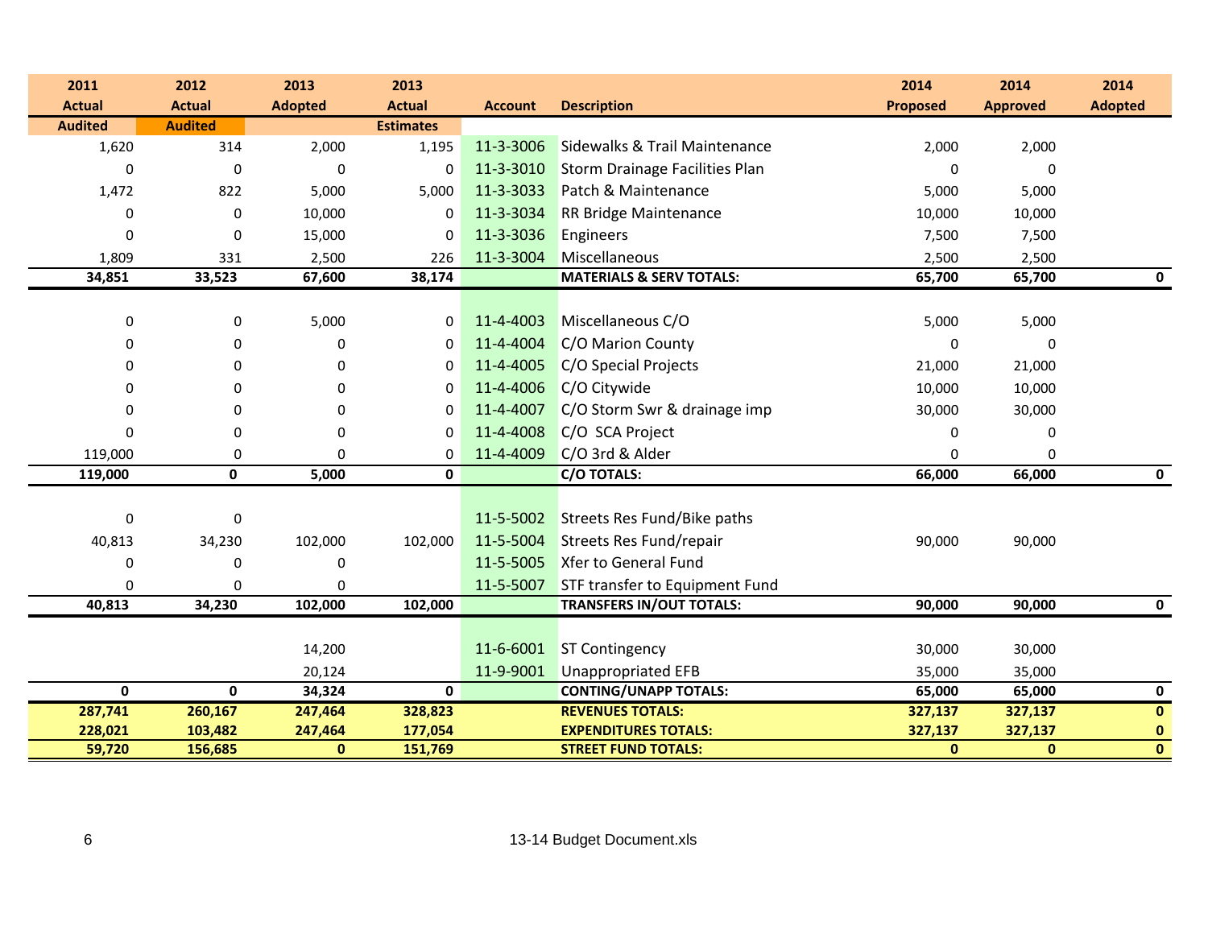| 2011 Actual Audited | 2012 Actual Audited | 2013 Adopted | 2013 Actual Estimates | Account | Description | 2014 Proposed | 2014 Approved | 2014 Adopted |
|---|---|---|---|---|---|---|---|---|
| 1,620 | 314 | 2,000 | 1,195 | 11-3-3006 | Sidewalks & Trail Maintenance | 2,000 | 2,000 | |
| 0 | 0 | 0 | 0 | 11-3-3010 | Storm Drainage Facilities Plan | 0 | 0 | |
| 1,472 | 822 | 5,000 | 5,000 | 11-3-3033 | Patch & Maintenance | 5,000 | 5,000 | |
| 0 | 0 | 10,000 | 0 | 11-3-3034 | RR Bridge Maintenance | 10,000 | 10,000 | |
| 0 | 0 | 15,000 | 0 | 11-3-3036 | Engineers | 7,500 | 7,500 | |
| 1,809 | 331 | 2,500 | 226 | 11-3-3004 | Miscellaneous | 2,500 | 2,500 | |
| **34,851** | **33,523** | **67,600** | **38,174** | | **MATERIALS & SERV TOTALS:** | **65,700** | **65,700** | **0** |
| | | | | | | | | |
| 0 | 0 | 5,000 | 0 | 11-4-4003 | Miscellaneous C/O | 5,000 | 5,000 | |
| 0 | 0 | 0 | 0 | 11-4-4004 | C/O Marion County | 0 | 0 | |
| 0 | 0 | 0 | 0 | 11-4-4005 | C/O Special Projects | 21,000 | 21,000 | |
| 0 | 0 | 0 | 0 | 11-4-4006 | C/O Citywide | 10,000 | 10,000 | |
| 0 | 0 | 0 | 0 | 11-4-4007 | C/O Storm Swr & drainage imp | 30,000 | 30,000 | |
| 0 | 0 | 0 | 0 | 11-4-4008 | C/O SCA Project | 0 | 0 | |
| 119,000 | 0 | 0 | 0 | 11-4-4009 | C/O 3rd & Alder | 0 | 0 | |
| **119,000** | **0** | **5,000** | **0** | | **C/O TOTALS:** | **66,000** | **66,000** | **0** |
| | | | | | | | | |
| 0 | 0 | | | 11-5-5002 | Streets Res Fund/Bike paths | | | |
| 40,813 | 34,230 | 102,000 | 102,000 | 11-5-5004 | Streets Res Fund/repair | 90,000 | 90,000 | |
| 0 | 0 | 0 | | 11-5-5005 | Xfer to General Fund | | | |
| 0 | 0 | 0 | | 11-5-5007 | STF transfer to Equipment Fund | | | |
| **40,813** | **34,230** | **102,000** | **102,000** | | **TRANSFERS IN/OUT TOTALS:** | **90,000** | **90,000** | **0** |
| | | | | | | | | |
| | | 14,200 | | 11-6-6001 | ST Contingency | 30,000 | 30,000 | |
| | | 20,124 | | 11-9-9001 | Unappropriated EFB | 35,000 | 35,000 | |
| **0** | **0** | **34,324** | **0** | | **CONTING/UNAPP TOTALS:** | **65,000** | **65,000** | **0** |
| **287,741** | **260,167** | **247,464** | **328,823** | | **REVENUES TOTALS:** | **327,137** | **327,137** | **0** |
| **228,021** | **103,482** | **247,464** | **177,054** | | **EXPENDITURES TOTALS:** | **327,137** | **327,137** | **0** |
| **59,720** | **156,685** | **0** | **151,769** | | **STREET FUND TOTALS:** | **0** | **0** | **0** |

13-14 Budget Document.xls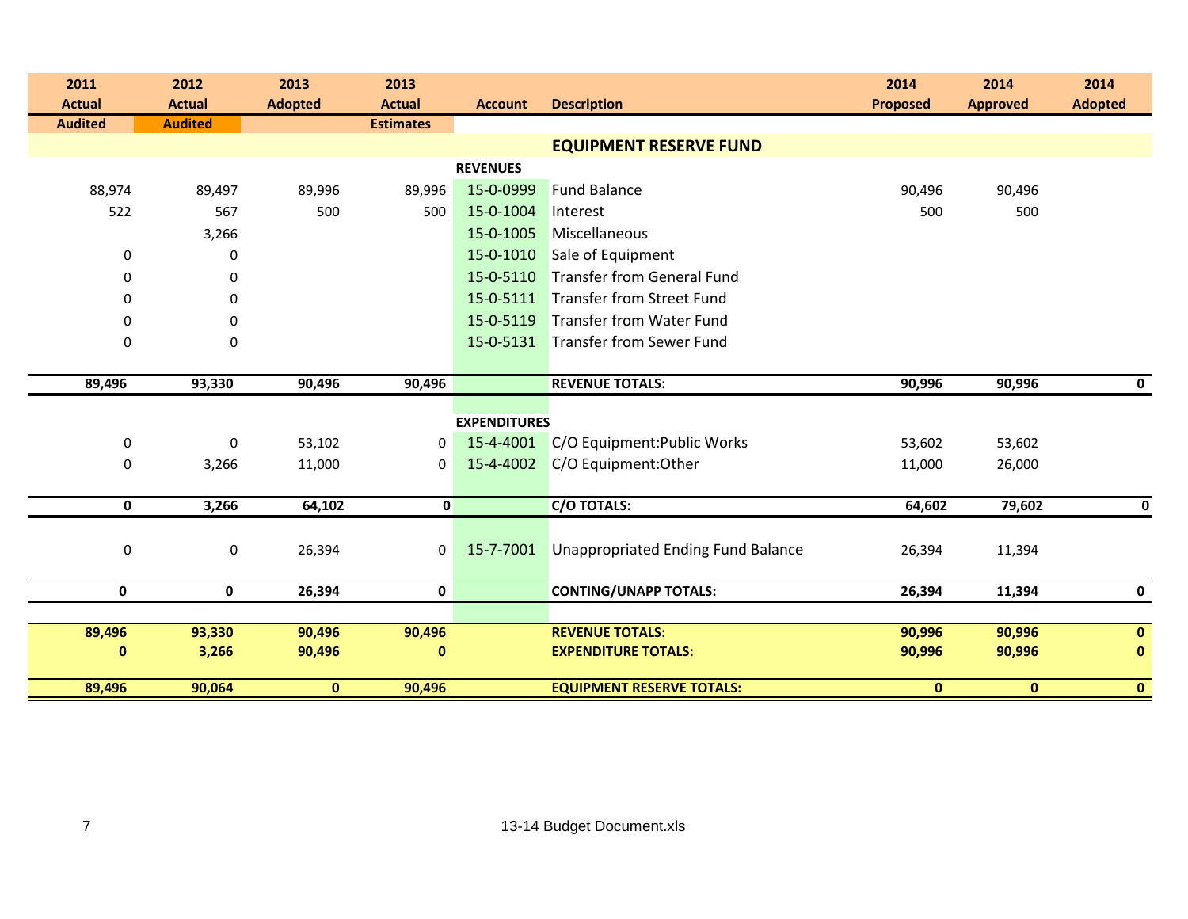| 2011 Actual Audited | 2012 Actual Audited | 2013 Adopted | 2013 Actual Estimates | Account | Description | 2014 Proposed | 2014 Approved | 2014 Adopted |
|---|---|---|---|---|---|---|---|---|
| | | | | | **EQUIPMENT RESERVE FUND** | | | |
| | | | | **REVENUES** | | | | |
| 88,974 | 89,497 | 89,996 | 89,996 | 15-0-0999 | Fund Balance | 90,496 | 90,496 | |
| 522 | 567 | 500 | 500 | 15-0-1004 | Interest | 500 | 500 | |
| | 3,266 | | | 15-0-1005 | Miscellaneous | | | |
| 0 | 0 | | | 15-0-1010 | Sale of Equipment | | | |
| 0 | 0 | | | 15-0-5110 | Transfer from General Fund | | | |
| 0 | 0 | | | 15-0-5111 | Transfer from Street Fund | | | |
| 0 | 0 | | | 15-0-5119 | Transfer from Water Fund | | | |
| 0 | 0 | | | 15-0-5131 | Transfer from Sewer Fund | | | |
| **89,496** | **93,330** | **90,496** | **90,496** | | **REVENUE TOTALS:** | **90,996** | **90,996** | **0** |
| | | | | **EXPENDITURES** | | | | |
| 0 | 0 | 53,102 | 0 | 15-4-4001 | C/O Equipment:Public Works | 53,602 | 53,602 | |
| 0 | 3,266 | 11,000 | 0 | 15-4-4002 | C/O Equipment:Other | 11,000 | 26,000 | |
| **0** | **3,266** | **64,102** | **0** | | **C/O TOTALS:** | **64,602** | **79,602** | **0** |
| 0 | 0 | 26,394 | 0 | 15-7-7001 | Unappropriated Ending Fund Balance | 26,394 | 11,394 | |
| **0** | **0** | **26,394** | **0** | | **CONTING/UNAPP TOTALS:** | **26,394** | **11,394** | **0** |
| **89,496** | **93,330** | **90,496** | **90,496** | | **REVENUE TOTALS:** | **90,996** | **90,996** | **0** |
| **0** | **3,266** | **90,496** | **0** | | **EXPENDITURE TOTALS:** | **90,996** | **90,996** | **0** |
| **89,496** | **90,064** | **0** | **90,496** | | **EQUIPMENT RESERVE TOTALS:** | **0** | **0** | **0** |

13-14 Budget Document.xls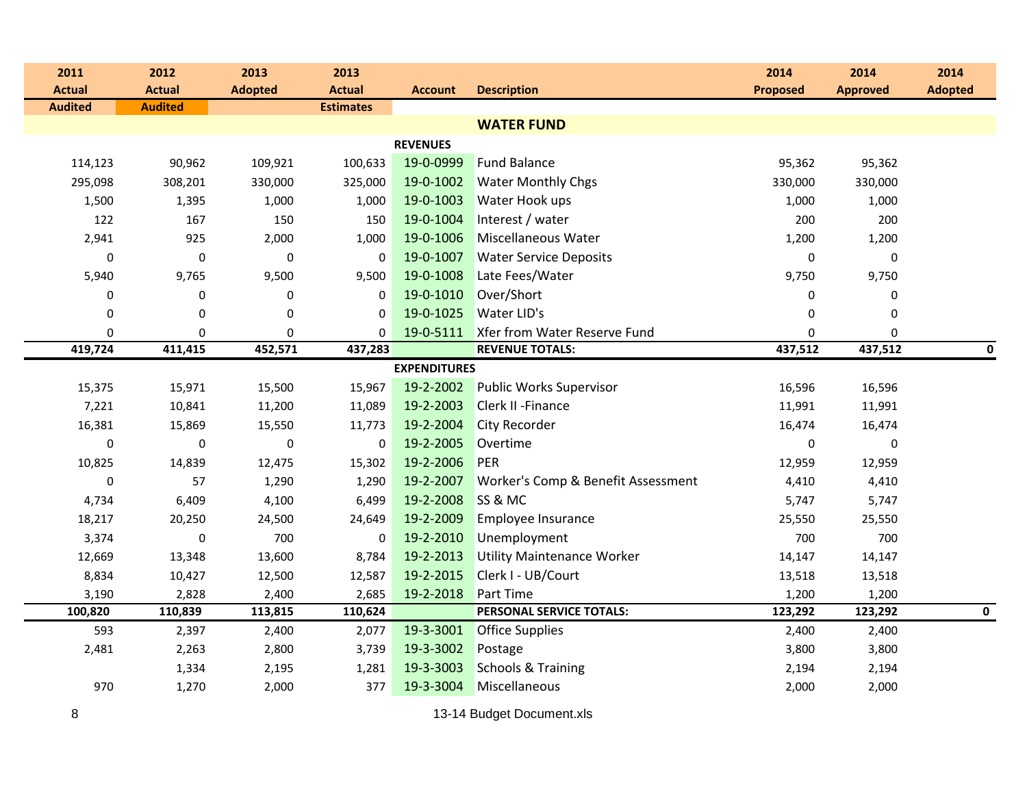| 2011 Actual | 2012 Actual | 2013 Adopted | 2013 Actual | Account | Description | 2014 Proposed | 2014 Approved | 2014 Adopted |
|---|---|---|---|---|---|---|---|---|
| Audited | Audited | | Estimates | | | | | |
| | | | | | **WATER FUND** | | | |
| | | | | **REVENUES** | | | | |
| 114,123 | 90,962 | 109,921 | 100,633 | 19-0-0999 | Fund Balance | 95,362 | 95,362 | |
| 295,098 | 308,201 | 330,000 | 325,000 | 19-0-1002 | Water Monthly Chgs | 330,000 | 330,000 | |
| 1,500 | 1,395 | 1,000 | 1,000 | 19-0-1003 | Water Hook ups | 1,000 | 1,000 | |
| 122 | 167 | 150 | 150 | 19-0-1004 | Interest / water | 200 | 200 | |
| 2,941 | 925 | 2,000 | 1,000 | 19-0-1006 | Miscellaneous Water | 1,200 | 1,200 | |
| 0 | 0 | 0 | 0 | 19-0-1007 | Water Service Deposits | 0 | 0 | |
| 5,940 | 9,765 | 9,500 | 9,500 | 19-0-1008 | Late Fees/Water | 9,750 | 9,750 | |
| 0 | 0 | 0 | 0 | 19-0-1010 | Over/Short | 0 | 0 | |
| 0 | 0 | 0 | 0 | 19-0-1025 | Water LID's | 0 | 0 | |
| 0 | 0 | 0 | 0 | 19-0-5111 | Xfer from Water Reserve Fund | 0 | 0 | |
| **419,724** | **411,415** | **452,571** | **437,283** | | **REVENUE TOTALS:** | **437,512** | **437,512** | **0** |
| | | | | **EXPENDITURES** | | | | |
| 15,375 | 15,971 | 15,500 | 15,967 | 19-2-2002 | Public Works Supervisor | 16,596 | 16,596 | |
| 7,221 | 10,841 | 11,200 | 11,089 | 19-2-2003 | Clerk II -Finance | 11,991 | 11,991 | |
| 16,381 | 15,869 | 15,550 | 11,773 | 19-2-2004 | City Recorder | 16,474 | 16,474 | |
| 0 | 0 | 0 | 0 | 19-2-2005 | Overtime | 0 | 0 | |
| 10,825 | 14,839 | 12,475 | 15,302 | 19-2-2006 | PER | 12,959 | 12,959 | |
| 0 | 57 | 1,290 | 1,290 | 19-2-2007 | Worker's Comp & Benefit Assessment | 4,410 | 4,410 | |
| 4,734 | 6,409 | 4,100 | 6,499 | 19-2-2008 | SS & MC | 5,747 | 5,747 | |
| 18,217 | 20,250 | 24,500 | 24,649 | 19-2-2009 | Employee Insurance | 25,550 | 25,550 | |
| 3,374 | 0 | 700 | 0 | 19-2-2010 | Unemployment | 700 | 700 | |
| 12,669 | 13,348 | 13,600 | 8,784 | 19-2-2013 | Utility Maintenance Worker | 14,147 | 14,147 | |
| 8,834 | 10,427 | 12,500 | 12,587 | 19-2-2015 | Clerk I - UB/Court | 13,518 | 13,518 | |
| 3,190 | 2,828 | 2,400 | 2,685 | 19-2-2018 | Part Time | 1,200 | 1,200 | |
| **100,820** | **110,839** | **113,815** | **110,624** | | **PERSONAL SERVICE TOTALS:** | **123,292** | **123,292** | **0** |
| 593 | 2,397 | 2,400 | 2,077 | 19-3-3001 | Office Supplies | 2,400 | 2,400 | |
| 2,481 | 2,263 | 2,800 | 3,739 | 19-3-3002 | Postage | 3,800 | 3,800 | |
| | 1,334 | 2,195 | 1,281 | 19-3-3003 | Schools & Training | 2,194 | 2,194 | |
| 970 | 1,270 | 2,000 | 377 | 19-3-3004 | Miscellaneous | 2,000 | 2,000 | |

13-14 Budget Document.xls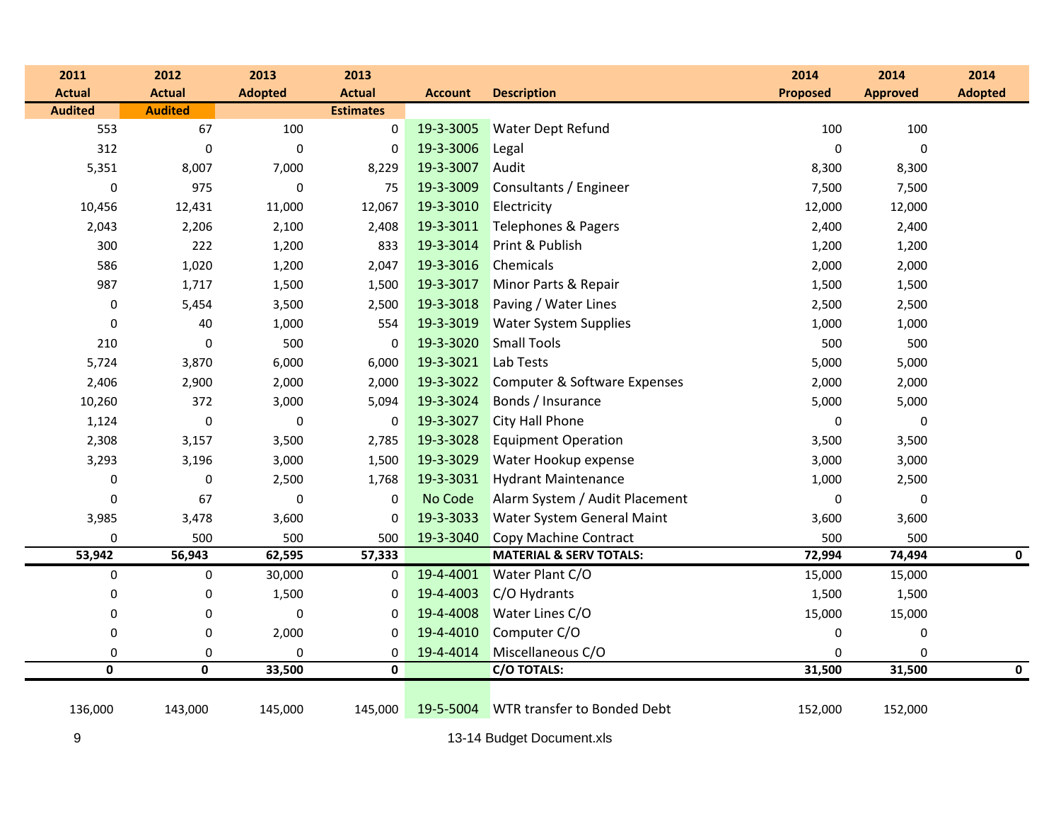| 2011 Actual Audited | 2012 Actual Audited | 2013 Adopted | 2013 Actual Estimates | Account | Description | 2014 Proposed | 2014 Approved | 2014 Adopted |
|---|---|---|---|---|---|---|---|---|
| 553 | 67 | 100 | 0 | 19-3-3005 | Water Dept Refund | 100 | 100 | |
| 312 | 0 | 0 | 0 | 19-3-3006 | Legal | 0 | 0 | |
| 5,351 | 8,007 | 7,000 | 8,229 | 19-3-3007 | Audit | 8,300 | 8,300 | |
| 0 | 975 | 0 | 75 | 19-3-3009 | Consultants / Engineer | 7,500 | 7,500 | |
| 10,456 | 12,431 | 11,000 | 12,067 | 19-3-3010 | Electricity | 12,000 | 12,000 | |
| 2,043 | 2,206 | 2,100 | 2,408 | 19-3-3011 | Telephones & Pagers | 2,400 | 2,400 | |
| 300 | 222 | 1,200 | 833 | 19-3-3014 | Print & Publish | 1,200 | 1,200 | |
| 586 | 1,020 | 1,200 | 2,047 | 19-3-3016 | Chemicals | 2,000 | 2,000 | |
| 987 | 1,717 | 1,500 | 1,500 | 19-3-3017 | Minor Parts & Repair | 1,500 | 1,500 | |
| 0 | 5,454 | 3,500 | 2,500 | 19-3-3018 | Paving / Water Lines | 2,500 | 2,500 | |
| 0 | 40 | 1,000 | 554 | 19-3-3019 | Water System Supplies | 1,000 | 1,000 | |
| 210 | 0 | 500 | 0 | 19-3-3020 | Small Tools | 500 | 500 | |
| 5,724 | 3,870 | 6,000 | 6,000 | 19-3-3021 | Lab Tests | 5,000 | 5,000 | |
| 2,406 | 2,900 | 2,000 | 2,000 | 19-3-3022 | Computer & Software Expenses | 2,000 | 2,000 | |
| 10,260 | 372 | 3,000 | 5,094 | 19-3-3024 | Bonds / Insurance | 5,000 | 5,000 | |
| 1,124 | 0 | 0 | 0 | 19-3-3027 | City Hall Phone | 0 | 0 | |
| 2,308 | 3,157 | 3,500 | 2,785 | 19-3-3028 | Equipment Operation | 3,500 | 3,500 | |
| 3,293 | 3,196 | 3,000 | 1,500 | 19-3-3029 | Water Hookup expense | 3,000 | 3,000 | |
| 0 | 0 | 2,500 | 1,768 | 19-3-3031 | Hydrant Maintenance | 1,000 | 2,500 | |
| 0 | 67 | 0 | 0 | No Code | Alarm System / Audit Placement | 0 | 0 | |
| 3,985 | 3,478 | 3,600 | 0 | 19-3-3033 | Water System General Maint | 3,600 | 3,600 | |
| 0 | 500 | 500 | 500 | 19-3-3040 | Copy Machine Contract | 500 | 500 | |
| **53,942** | **56,943** | **62,595** | **57,333** | | **MATERIAL & SERV TOTALS:** | **72,994** | **74,494** | **0** |
| 0 | 0 | 30,000 | 0 | 19-4-4001 | Water Plant C/O | 15,000 | 15,000 | |
| 0 | 0 | 1,500 | 0 | 19-4-4003 | C/O Hydrants | 1,500 | 1,500 | |
| 0 | 0 | 0 | 0 | 19-4-4008 | Water Lines C/O | 15,000 | 15,000 | |
| 0 | 0 | 2,000 | 0 | 19-4-4010 | Computer C/O | 0 | 0 | |
| 0 | 0 | 0 | 0 | 19-4-4014 | Miscellaneous C/O | 0 | 0 | |
| **0** | **0** | **33,500** | **0** | | **C/O TOTALS:** | **31,500** | **31,500** | **0** |
| 136,000 | 143,000 | 145,000 | 145,000 | 19-5-5004 | WTR transfer to Bonded Debt | 152,000 | 152,000 | |

13-14 Budget Document.xls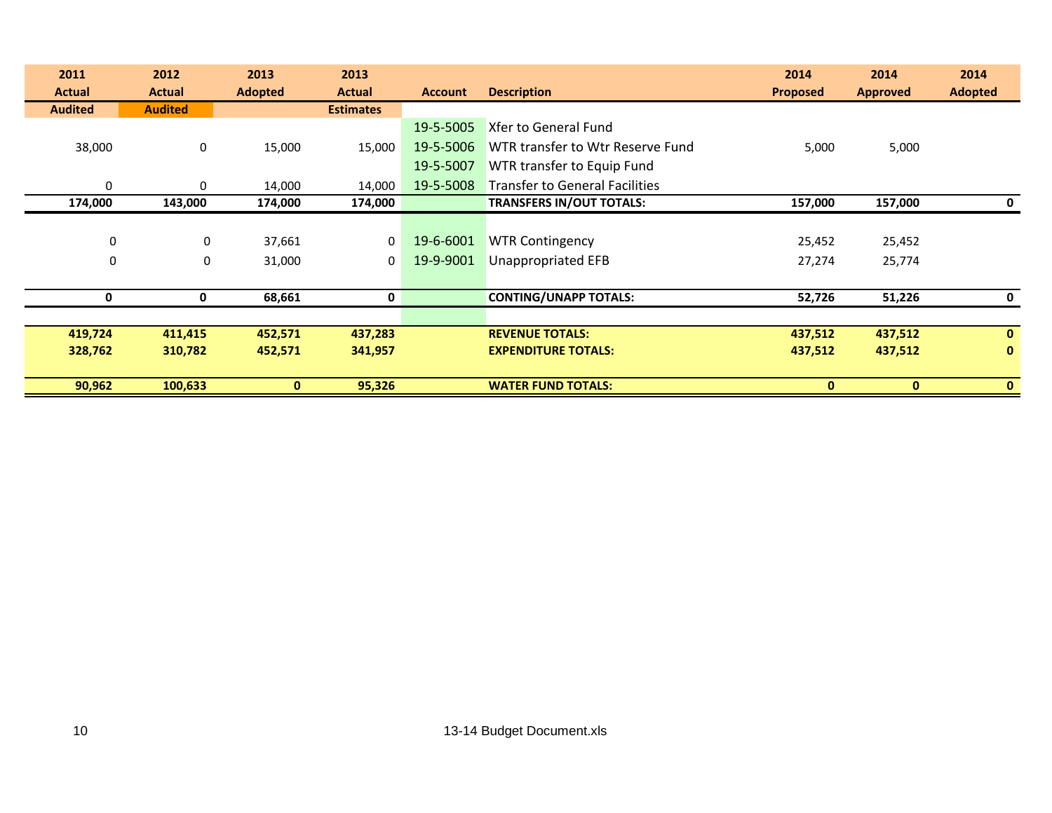| 2011 Actual Audited | 2012 Actual Audited | 2013 Adopted | 2013 Actual Estimates | Account | Description | 2014 Proposed | 2014 Approved | 2014 Adopted |
|---|---|---|---|---|---|---|---|---|
| | | | | 19-5-5005 | Xfer to General Fund | | | |
| 38,000 | 0 | 15,000 | 15,000 | 19-5-5006 | WTR transfer to Wtr Reserve Fund | 5,000 | 5,000 | |
| | | | | 19-5-5007 | WTR transfer to Equip Fund | | | |
| 0 | 0 | 14,000 | 14,000 | 19-5-5008 | Transfer to General Facilities | | | |
| **174,000** | **143,000** | **174,000** | **174,000** | | **TRANSFERS IN/OUT TOTALS:** | **157,000** | **157,000** | **0** |
| 0 | 0 | 37,661 | 0 | 19-6-6001 | WTR Contingency | 25,452 | 25,452 | |
| 0 | 0 | 31,000 | 0 | 19-9-9001 | Unappropriated EFB | 27,274 | 25,774 | |
| **0** | **0** | **68,661** | **0** | | **CONTING/UNAPP TOTALS:** | **52,726** | **51,226** | **0** |
| **419,724** | **411,415** | **452,571** | **437,283** | | **REVENUE TOTALS:** | **437,512** | **437,512** | **0** |
| **328,762** | **310,782** | **452,571** | **341,957** | | **EXPENDITURE TOTALS:** | **437,512** | **437,512** | **0** |
| **90,962** | **100,633** | **0** | **95,326** | | **WATER FUND TOTALS:** | **0** | **0** | **0** |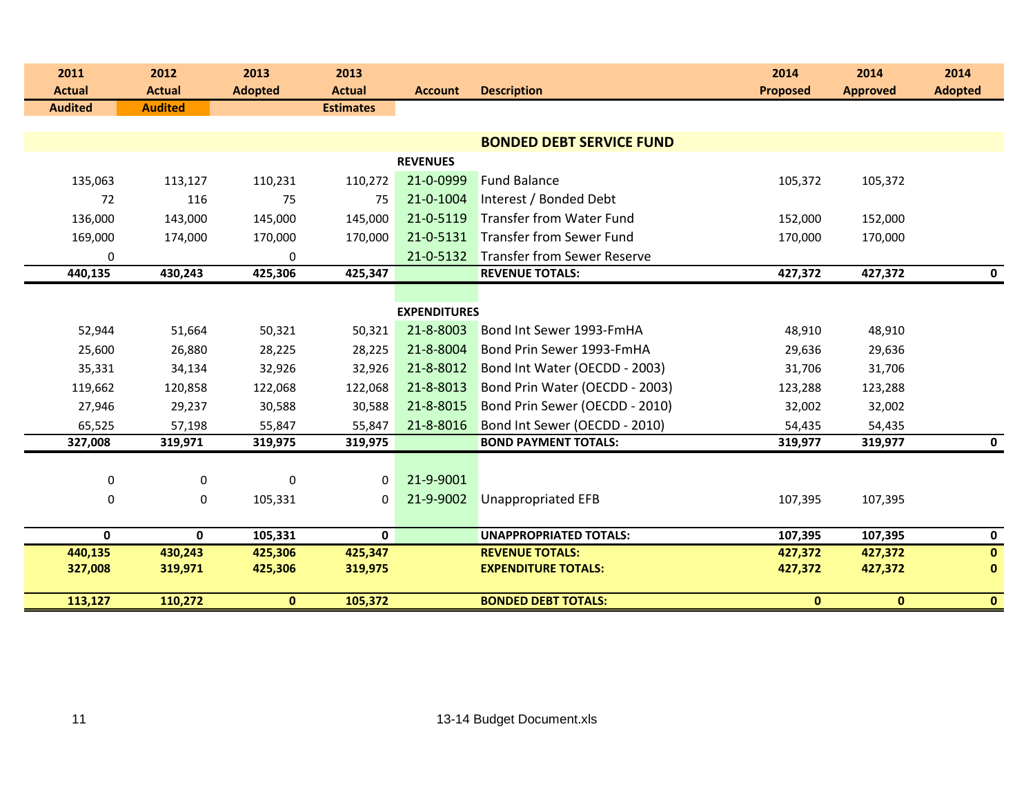| 2011 Actual Audited | 2012 Actual Audited | 2013 Adopted | 2013 Actual Estimates | Account | Description | 2014 Proposed | 2014 Approved | 2014 Adopted |
|---|---|---|---|---|---|---|---|---|
| | | | | | **BONDED DEBT SERVICE FUND** | | | |
| | | | | **REVENUES** | | | | |
| 135,063 | 113,127 | 110,231 | 110,272 | 21-0-0999 | Fund Balance | 105,372 | 105,372 | |
| 72 | 116 | 75 | 75 | 21-0-1004 | Interest / Bonded Debt | | | |
| 136,000 | 143,000 | 145,000 | 145,000 | 21-0-5119 | Transfer from Water Fund | 152,000 | 152,000 | |
| 169,000 | 174,000 | 170,000 | 170,000 | 21-0-5131 | Transfer from Sewer Fund | 170,000 | 170,000 | |
| 0 | | 0 | | 21-0-5132 | Transfer from Sewer Reserve | | | |
| **440,135** | **430,243** | **425,306** | **425,347** | | **REVENUE TOTALS:** | **427,372** | **427,372** | **0** |
| | | | | **EXPENDITURES** | | | | |
| 52,944 | 51,664 | 50,321 | 50,321 | 21-8-8003 | Bond Int Sewer 1993-FmHA | 48,910 | 48,910 | |
| 25,600 | 26,880 | 28,225 | 28,225 | 21-8-8004 | Bond Prin Sewer 1993-FmHA | 29,636 | 29,636 | |
| 35,331 | 34,134 | 32,926 | 32,926 | 21-8-8012 | Bond Int Water (OECDD - 2003) | 31,706 | 31,706 | |
| 119,662 | 120,858 | 122,068 | 122,068 | 21-8-8013 | Bond Prin Water (OECDD - 2003) | 123,288 | 123,288 | |
| 27,946 | 29,237 | 30,588 | 30,588 | 21-8-8015 | Bond Prin Sewer (OECDD - 2010) | 32,002 | 32,002 | |
| 65,525 | 57,198 | 55,847 | 55,847 | 21-8-8016 | Bond Int Sewer (OECDD - 2010) | 54,435 | 54,435 | |
| **327,008** | **319,971** | **319,975** | **319,975** | | **BOND PAYMENT TOTALS:** | **319,977** | **319,977** | **0** |
| 0 | 0 | 0 | 0 | 21-9-9001 | | | | |
| 0 | 0 | 105,331 | 0 | 21-9-9002 | Unappropriated EFB | 107,395 | 107,395 | |
| **0** | **0** | **105,331** | **0** | | **UNAPPROPRIATED TOTALS:** | **107,395** | **107,395** | **0** |
| **440,135** | **430,243** | **425,306** | **425,347** | | **REVENUE TOTALS:** | **427,372** | **427,372** | **0** |
| **327,008** | **319,971** | **425,306** | **319,975** | | **EXPENDITURE TOTALS:** | **427,372** | **427,372** | **0** |
| **113,127** | **110,272** | **0** | **105,372** | | **BONDED DEBT TOTALS:** | **0** | **0** | **0** |

13-14 Budget Document.xls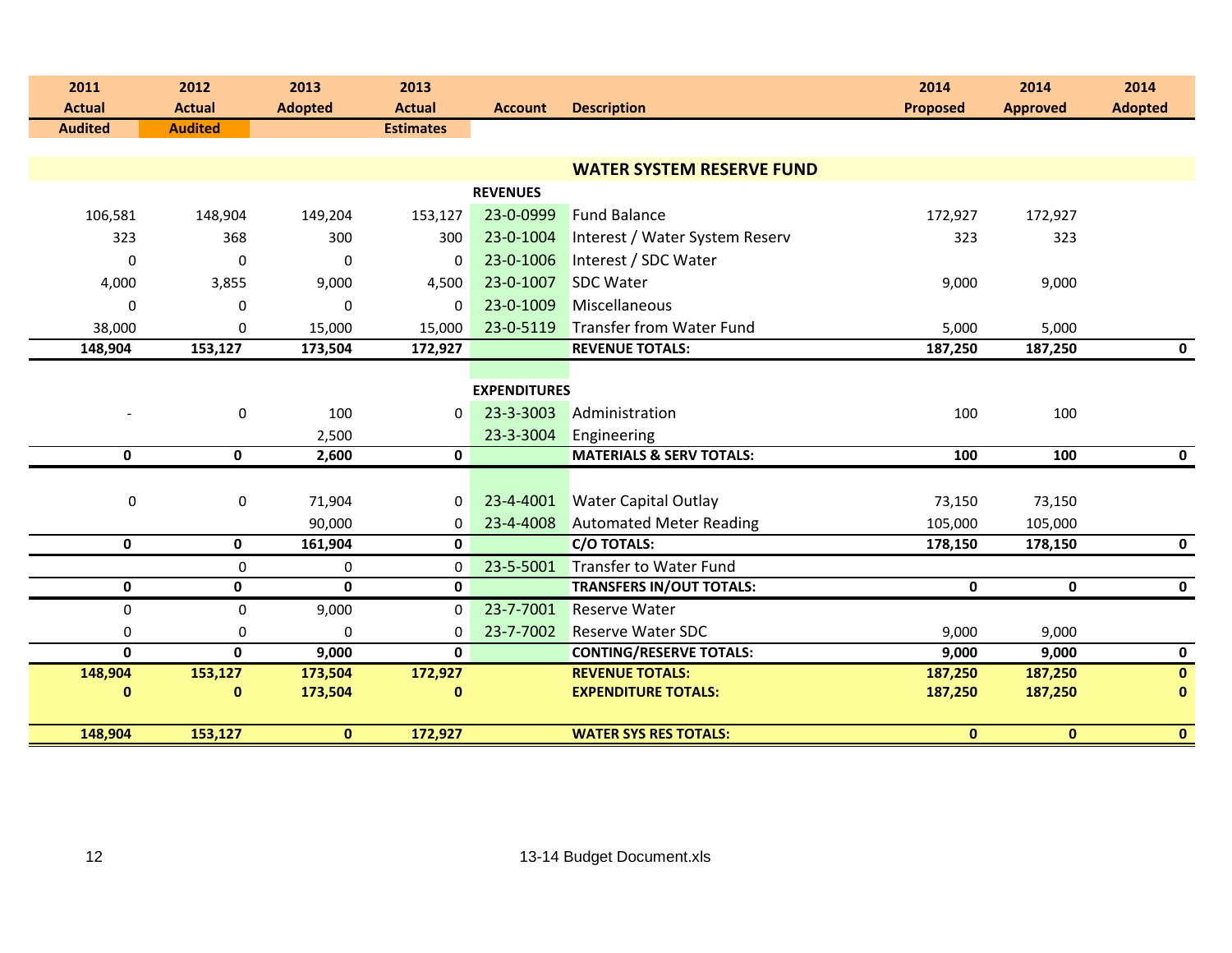| 2011 Actual | 2012 Actual | 2013 Adopted | 2013 Actual | Account | Description | 2014 Proposed | 2014 Approved | 2014 Adopted |
|---|---|---|---|---|---|---|---|---|
| Audited | Audited | | Estimates | | | | | |
| | | | | | **WATER SYSTEM RESERVE FUND** | | | |
| | | | | **REVENUES** | | | | |
| 106,581 | 148,904 | 149,204 | 153,127 | 23-0-0999 | Fund Balance | 172,927 | 172,927 | |
| 323 | 368 | 300 | 300 | 23-0-1004 | Interest / Water System Reserv | 323 | 323 | |
| 0 | 0 | 0 | 0 | 23-0-1006 | Interest / SDC Water | | | |
| 4,000 | 3,855 | 9,000 | 4,500 | 23-0-1007 | SDC Water | 9,000 | 9,000 | |
| 0 | 0 | 0 | 0 | 23-0-1009 | Miscellaneous | | | |
| 38,000 | 0 | 15,000 | 15,000 | 23-0-5119 | Transfer from Water Fund | 5,000 | 5,000 | |
| **148,904** | **153,127** | **173,504** | **172,927** | | **REVENUE TOTALS:** | **187,250** | **187,250** | **0** |
| | | | | **EXPENDITURES** | | | | |
| - | 0 | 100 | 0 | 23-3-3003 | Administration | 100 | 100 | |
| | | 2,500 | | 23-3-3004 | Engineering | | | |
| **0** | **0** | **2,600** | **0** | | **MATERIALS & SERV TOTALS:** | **100** | **100** | **0** |
| 0 | 0 | 71,904 | 0 | 23-4-4001 | Water Capital Outlay | 73,150 | 73,150 | |
| | | 90,000 | 0 | 23-4-4008 | Automated Meter Reading | 105,000 | 105,000 | |
| **0** | **0** | **161,904** | **0** | | **C/O TOTALS:** | **178,150** | **178,150** | **0** |
| | 0 | 0 | 0 | 23-5-5001 | Transfer to Water Fund | | | |
| **0** | **0** | **0** | **0** | | **TRANSFERS IN/OUT TOTALS:** | **0** | **0** | **0** |
| 0 | 0 | 9,000 | 0 | 23-7-7001 | Reserve Water | | | |
| 0 | 0 | 0 | 0 | 23-7-7002 | Reserve Water SDC | 9,000 | 9,000 | |
| **0** | **0** | **9,000** | **0** | | **CONTING/RESERVE TOTALS:** | **9,000** | **9,000** | **0** |
| **148,904** | **153,127** | **173,504** | **172,927** | | **REVENUE TOTALS:** | **187,250** | **187,250** | **0** |
| **0** | **0** | **173,504** | **0** | | **EXPENDITURE TOTALS:** | **187,250** | **187,250** | **0** |
| **148,904** | **153,127** | **0** | **172,927** | | **WATER SYS RES TOTALS:** | **0** | **0** | **0** |

13-14 Budget Document.xls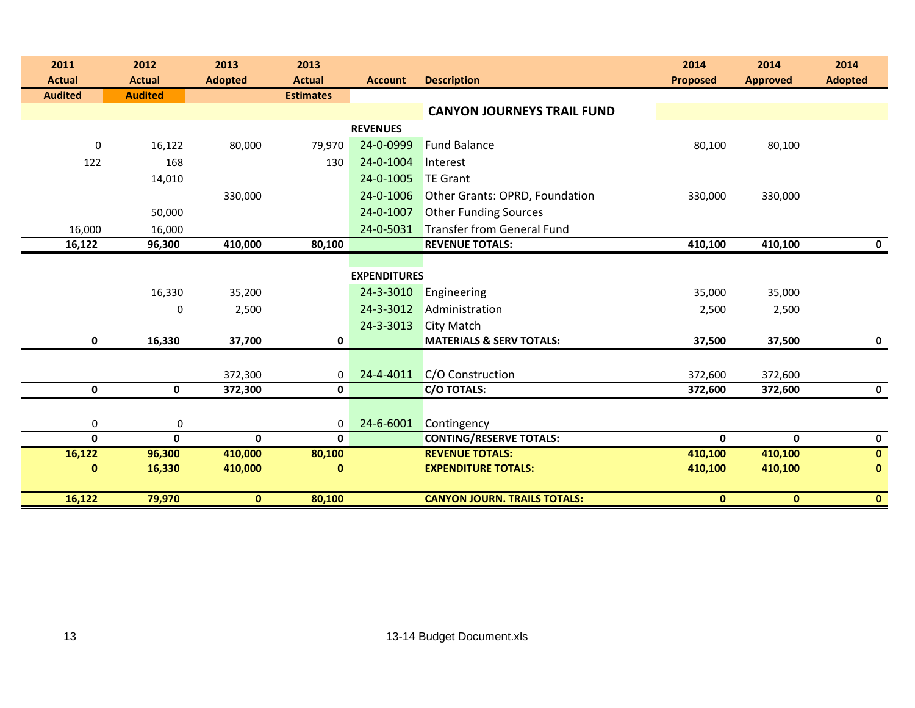| 2011 Actual | 2012 Actual | 2013 Adopted | 2013 Actual | Account | Description | 2014 Proposed | 2014 Approved | 2014 Adopted |
|---|---|---|---|---|---|---|---|---|
| Audited | Audited | | Estimates | | | | | |
| | | | | | **CANYON JOURNEYS TRAIL FUND** | | | |
| | | | | **REVENUES** | | | | |
| 0 | 16,122 | 80,000 | 79,970 | 24-0-0999 | Fund Balance | 80,100 | 80,100 | |
| 122 | 168 | | 130 | 24-0-1004 | Interest | | | |
| | 14,010 | | | 24-0-1005 | TE Grant | | | |
| | | 330,000 | | 24-0-1006 | Other Grants: OPRD, Foundation | 330,000 | 330,000 | |
| | 50,000 | | | 24-0-1007 | Other Funding Sources | | | |
| 16,000 | 16,000 | | | 24-0-5031 | Transfer from General Fund | | | |
| **16,122** | **96,300** | **410,000** | **80,100** | | **REVENUE TOTALS:** | **410,100** | **410,100** | **0** |
| | | | | **EXPENDITURES** | | | | |
| | 16,330 | 35,200 | | 24-3-3010 | Engineering | 35,000 | 35,000 | |
| | 0 | 2,500 | | 24-3-3012 | Administration | 2,500 | 2,500 | |
| | | | | 24-3-3013 | City Match | | | |
| **0** | **16,330** | **37,700** | **0** | | **MATERIALS & SERV TOTALS:** | **37,500** | **37,500** | **0** |
| | | 372,300 | 0 | 24-4-4011 | C/O Construction | 372,600 | 372,600 | |
| **0** | **0** | **372,300** | **0** | | **C/O TOTALS:** | **372,600** | **372,600** | **0** |
| 0 | 0 | | 0 | 24-6-6001 | Contingency | | | |
| **0** | **0** | **0** | **0** | | **CONTING/RESERVE TOTALS:** | **0** | **0** | **0** |
| **16,122** | **96,300** | **410,000** | **80,100** | | **REVENUE TOTALS:** | **410,100** | **410,100** | **0** |
| **0** | **16,330** | **410,000** | **0** | | **EXPENDITURE TOTALS:** | **410,100** | **410,100** | **0** |
| **16,122** | **79,970** | **0** | **80,100** | | **CANYON JOURN. TRAILS TOTALS:** | **0** | **0** | **0** |

13-14 Budget Document.xls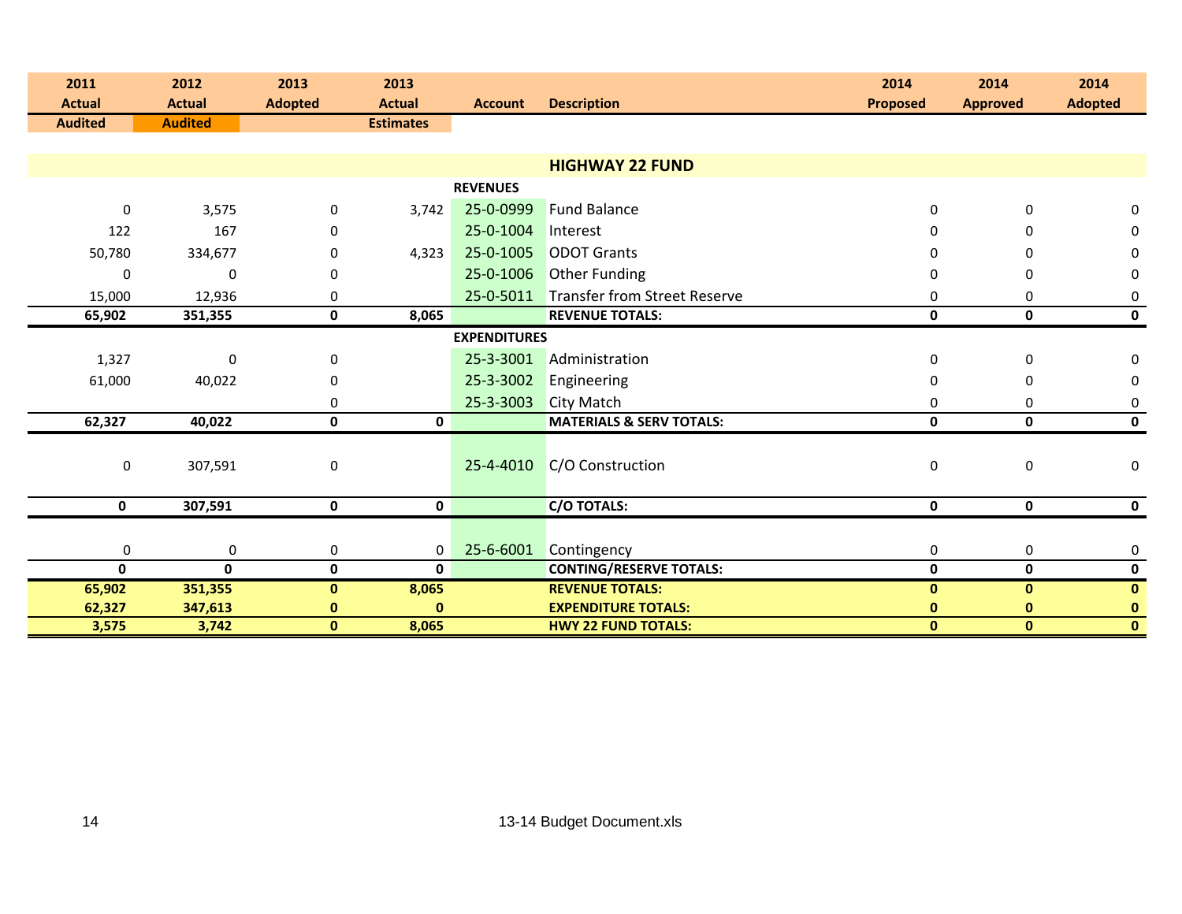| 2011 Actual | 2012 Actual | 2013 Adopted | 2013 Actual | Account | Description | 2014 Proposed | 2014 Approved | 2014 Adopted |
|---|---|---|---|---|---|---|---|---|
| Audited | Audited | | Estimates | | | | | |
| | | | | | **HIGHWAY 22 FUND** | | | |
| | | | | **REVENUES** | | | | |
| 0 | 3,575 | 0 | 3,742 | 25-0-0999 | Fund Balance | 0 | 0 | 0 |
| 122 | 167 | 0 | | 25-0-1004 | Interest | 0 | 0 | 0 |
| 50,780 | 334,677 | 0 | 4,323 | 25-0-1005 | ODOT Grants | 0 | 0 | 0 |
| 0 | 0 | 0 | | 25-0-1006 | Other Funding | 0 | 0 | 0 |
| 15,000 | 12,936 | 0 | | 25-0-5011 | Transfer from Street Reserve | 0 | 0 | 0 |
| **65,902** | **351,355** | **0** | **8,065** | | **REVENUE TOTALS:** | **0** | **0** | **0** |
| | | | | **EXPENDITURES** | | | | |
| 1,327 | 0 | 0 | | 25-3-3001 | Administration | 0 | 0 | 0 |
| 61,000 | 40,022 | 0 | | 25-3-3002 | Engineering | 0 | 0 | 0 |
| | | 0 | | 25-3-3003 | City Match | 0 | 0 | 0 |
| **62,327** | **40,022** | **0** | **0** | | **MATERIALS & SERV TOTALS:** | **0** | **0** | **0** |
| 0 | 307,591 | 0 | | 25-4-4010 | C/O Construction | 0 | 0 | 0 |
| **0** | **307,591** | **0** | **0** | | **C/O TOTALS:** | **0** | **0** | **0** |
| 0 | 0 | 0 | 0 | 25-6-6001 | Contingency | 0 | 0 | 0 |
| **0** | **0** | **0** | **0** | | **CONTING/RESERVE TOTALS:** | **0** | **0** | **0** |
| **65,902** | **351,355** | **0** | **8,065** | | **REVENUE TOTALS:** | **0** | **0** | **0** |
| **62,327** | **347,613** | **0** | **0** | | **EXPENDITURE TOTALS:** | **0** | **0** | **0** |
| **3,575** | **3,742** | **0** | **8,065** | | **HWY 22 FUND TOTALS:** | **0** | **0** | **0** |

13-14 Budget Document.xls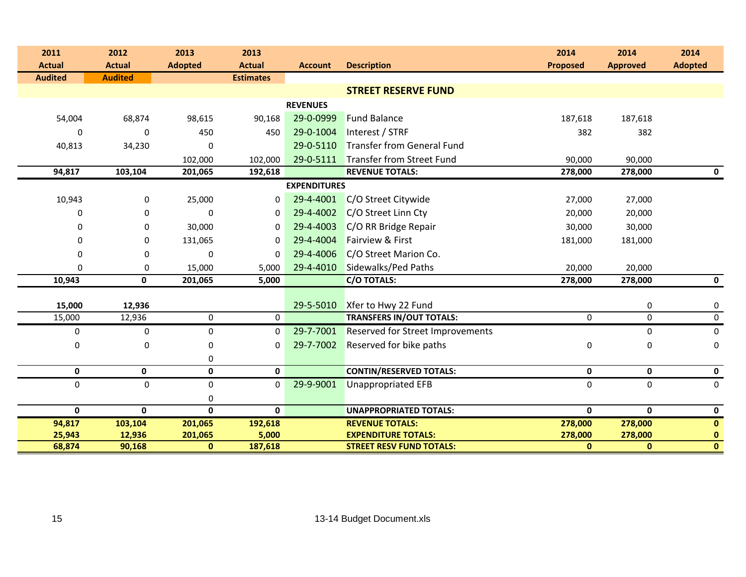| 2011 Actual | 2012 Actual | 2013 Adopted | 2013 Actual | Account | Description | 2014 Proposed | 2014 Approved | 2014 Adopted |
|---|---|---|---|---|---|---|---|---|
| Audited | Audited | | Estimates | | | | | |
| | | | | | **STREET RESERVE FUND** | | | |
| | | | | **REVENUES** | | | | |
| 54,004 | 68,874 | 98,615 | 90,168 | 29-0-0999 | Fund Balance | 187,618 | 187,618 | |
| 0 | 0 | 450 | 450 | 29-0-1004 | Interest / STRF | 382 | 382 | |
| 40,813 | 34,230 | 0 | | 29-0-5110 | Transfer from General Fund | | | |
| | | 102,000 | 102,000 | 29-0-5111 | Transfer from Street Fund | 90,000 | 90,000 | |
| **94,817** | **103,104** | **201,065** | **192,618** | | **REVENUE TOTALS:** | **278,000** | **278,000** | **0** |
| | | | | **EXPENDITURES** | | | | |
| 10,943 | 0 | 25,000 | 0 | 29-4-4001 | C/O Street Citywide | 27,000 | 27,000 | |
| 0 | 0 | 0 | 0 | 29-4-4002 | C/O Street Linn Cty | 20,000 | 20,000 | |
| 0 | 0 | 30,000 | 0 | 29-4-4003 | C/O RR Bridge Repair | 30,000 | 30,000 | |
| 0 | 0 | 131,065 | 0 | 29-4-4004 | Fairview & First | 181,000 | 181,000 | |
| 0 | 0 | 0 | 0 | 29-4-4006 | C/O Street Marion Co. | | | |
| 0 | 0 | 15,000 | 5,000 | 29-4-4010 | Sidewalks/Ped Paths | 20,000 | 20,000 | |
| **10,943** | **0** | **201,065** | **5,000** | | **C/O TOTALS:** | **278,000** | **278,000** | **0** |
| **15,000** | **12,936** | | | 29-5-5010 | Xfer to Hwy 22 Fund | | 0 | 0 |
| 15,000 | 12,936 | 0 | 0 | | **TRANSFERS IN/OUT TOTALS:** | 0 | 0 | 0 |
| 0 | 0 | 0 | 0 | 29-7-7001 | Reserved for Street Improvements | | 0 | 0 |
| 0 | 0 | 0 | 0 | 29-7-7002 | Reserved for bike paths | 0 | 0 | 0 |
| | | 0 | | | | | | |
| **0** | **0** | **0** | **0** | | **CONTIN/RESERVED TOTALS:** | **0** | **0** | **0** |
| 0 | 0 | 0 | 0 | 29-9-9001 | Unappropriated EFB | 0 | 0 | 0 |
| | | 0 | | | | | | |
| **0** | **0** | **0** | **0** | | **UNAPPROPRIATED TOTALS:** | **0** | **0** | **0** |
| **94,817** | **103,104** | **201,065** | **192,618** | | **REVENUE TOTALS:** | **278,000** | **278,000** | **0** |
| **25,943** | **12,936** | **201,065** | **5,000** | | **EXPENDITURE TOTALS:** | **278,000** | **278,000** | **0** |
| **68,874** | **90,168** | **0** | **187,618** | | **STREET RESV FUND TOTALS:** | **0** | **0** | **0** |

13-14 Budget Document.xls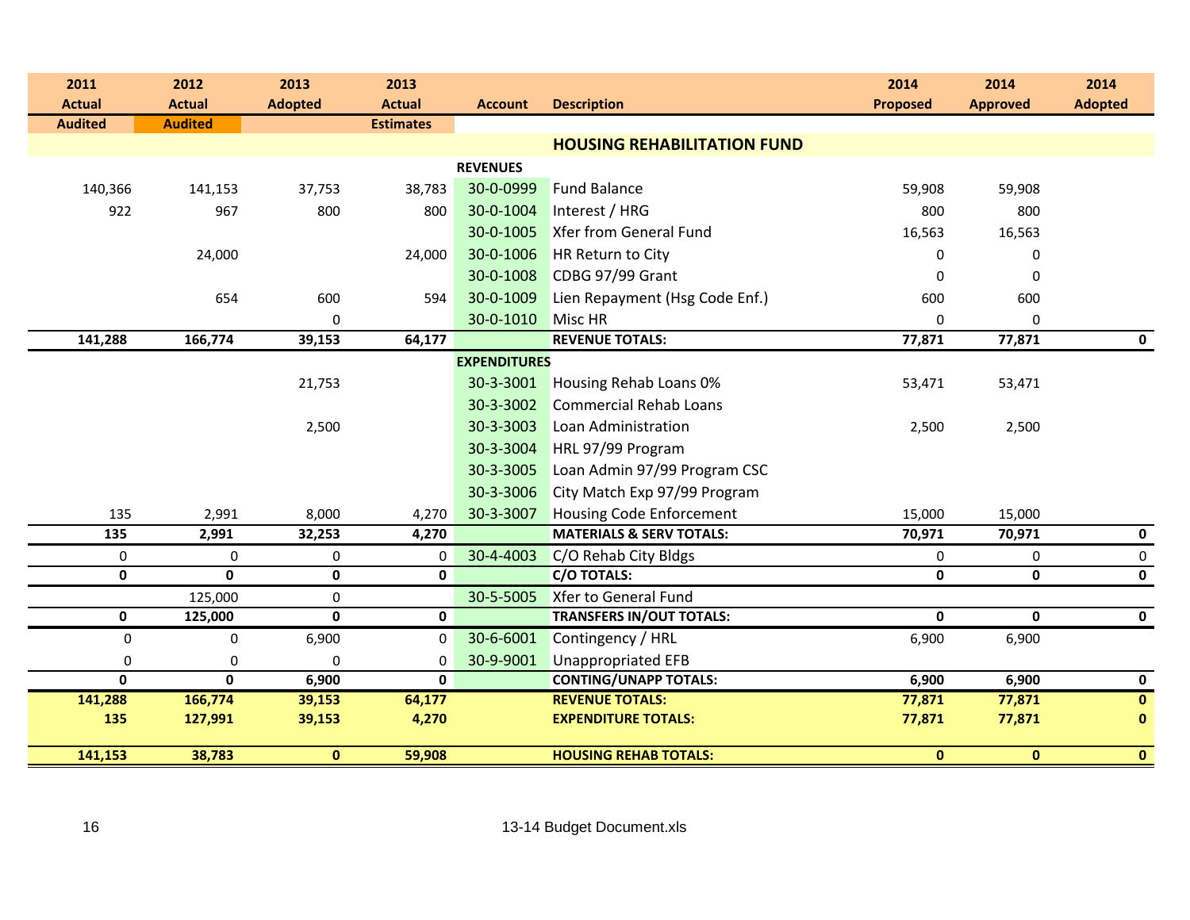| 2011 Actual Audited | 2012 Actual Audited | 2013 Adopted | 2013 Actual Estimates | Account | Description | 2014 Proposed | 2014 Approved | 2014 Adopted |
|---|---|---|---|---|---|---|---|---|
| | | | | | **HOUSING REHABILITATION FUND** | | | |
| | | | | **REVENUES** | | | | |
| 140,366 | 141,153 | 37,753 | 38,783 | 30-0-0999 | Fund Balance | 59,908 | 59,908 | |
| 922 | 967 | 800 | 800 | 30-0-1004 | Interest / HRG | 800 | 800 | |
| | | | | 30-0-1005 | Xfer from General Fund | 16,563 | 16,563 | |
| | 24,000 | | 24,000 | 30-0-1006 | HR Return to City | 0 | 0 | |
| | | | | 30-0-1008 | CDBG 97/99 Grant | 0 | 0 | |
| | 654 | 600 | 594 | 30-0-1009 | Lien Repayment (Hsg Code Enf.) | 600 | 600 | |
| | | 0 | | 30-0-1010 | Misc HR | 0 | 0 | |
| **141,288** | **166,774** | **39,153** | **64,177** | | **REVENUE TOTALS:** | **77,871** | **77,871** | **0** |
| | | | | **EXPENDITURES** | | | | |
| | | 21,753 | | 30-3-3001 | Housing Rehab Loans 0% | 53,471 | 53,471 | |
| | | | | 30-3-3002 | Commercial Rehab Loans | | | |
| | | 2,500 | | 30-3-3003 | Loan Administration | 2,500 | 2,500 | |
| | | | | 30-3-3004 | HRL 97/99 Program | | | |
| | | | | 30-3-3005 | Loan Admin 97/99 Program CSC | | | |
| | | | | 30-3-3006 | City Match Exp 97/99 Program | | | |
| 135 | 2,991 | 8,000 | 4,270 | 30-3-3007 | Housing Code Enforcement | 15,000 | 15,000 | |
| **135** | **2,991** | **32,253** | **4,270** | | **MATERIALS & SERV TOTALS:** | **70,971** | **70,971** | **0** |
| 0 | 0 | 0 | 0 | 30-4-4003 | C/O Rehab City Bldgs | 0 | 0 | 0 |
| **0** | **0** | **0** | **0** | | **C/O TOTALS:** | **0** | **0** | **0** |
| | 125,000 | 0 | | 30-5-5005 | Xfer to General Fund | | | |
| **0** | **125,000** | **0** | **0** | | **TRANSFERS IN/OUT TOTALS:** | **0** | **0** | **0** |
| 0 | 0 | 6,900 | 0 | 30-6-6001 | Contingency / HRL | 6,900 | 6,900 | |
| 0 | 0 | 0 | 0 | 30-9-9001 | Unappropriated EFB | | | |
| **0** | **0** | **6,900** | **0** | | **CONTING/UNAPP TOTALS:** | **6,900** | **6,900** | **0** |
| **141,288** | **166,774** | **39,153** | **64,177** | | **REVENUE TOTALS:** | **77,871** | **77,871** | **0** |
| **135** | **127,991** | **39,153** | **4,270** | | **EXPENDITURE TOTALS:** | **77,871** | **77,871** | **0** |
| **141,153** | **38,783** | **0** | **59,908** | | **HOUSING REHAB TOTALS:** | **0** | **0** | **0** |

13-14 Budget Document.xls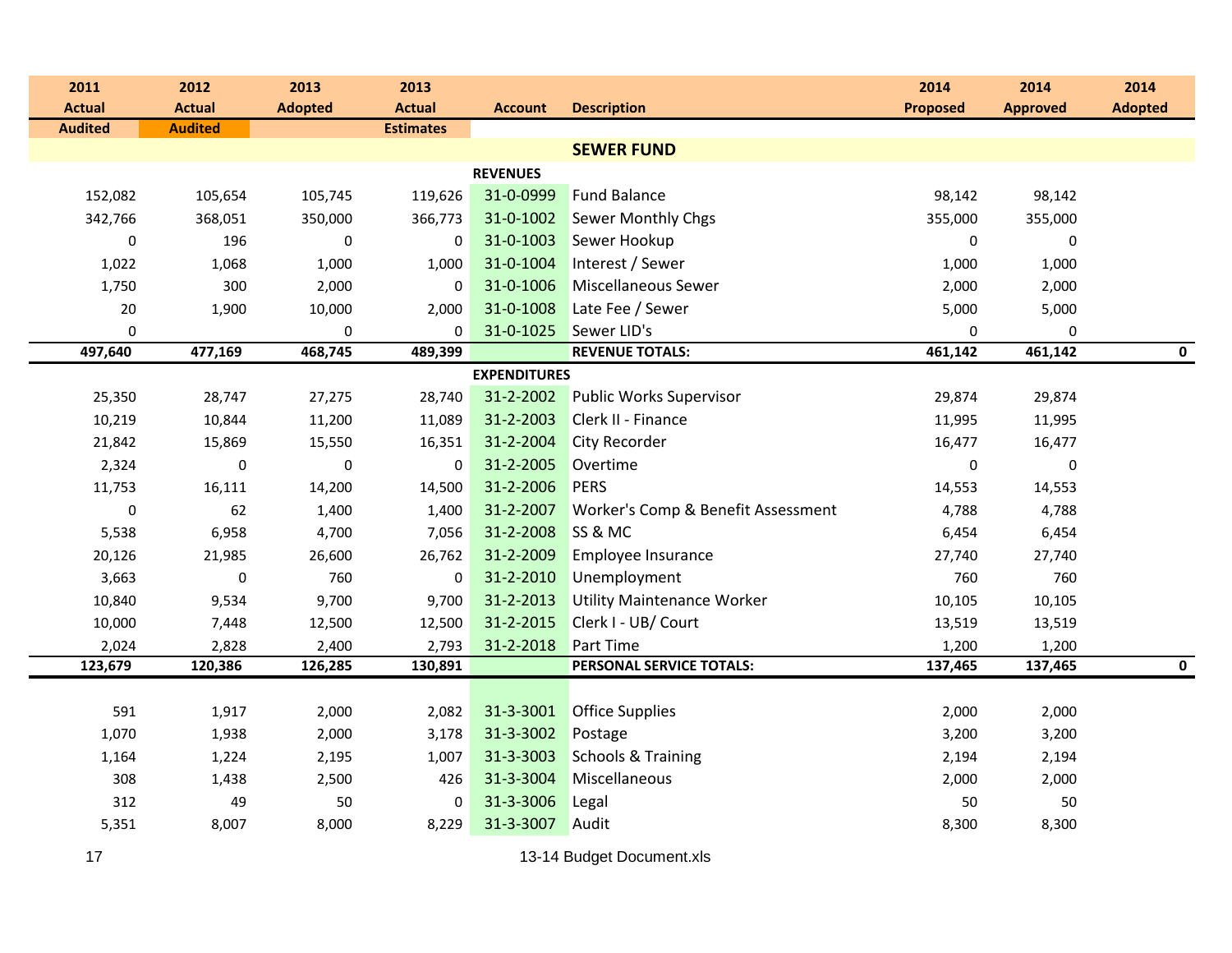| 2011 Actual Audited | 2012 Actual Audited | 2013 Adopted | 2013 Actual Estimates | Account | Description | 2014 Proposed | 2014 Approved | 2014 Adopted |
|---|---|---|---|---|---|---|---|---|
| | | | | | **SEWER FUND** | | | |
| | | | | **REVENUES** | | | | |
| 152,082 | 105,654 | 105,745 | 119,626 | 31-0-0999 | Fund Balance | 98,142 | 98,142 | |
| 342,766 | 368,051 | 350,000 | 366,773 | 31-0-1002 | Sewer Monthly Chgs | 355,000 | 355,000 | |
| 0 | 196 | 0 | 0 | 31-0-1003 | Sewer Hookup | 0 | 0 | |
| 1,022 | 1,068 | 1,000 | 1,000 | 31-0-1004 | Interest / Sewer | 1,000 | 1,000 | |
| 1,750 | 300 | 2,000 | 0 | 31-0-1006 | Miscellaneous Sewer | 2,000 | 2,000 | |
| 20 | 1,900 | 10,000 | 2,000 | 31-0-1008 | Late Fee / Sewer | 5,000 | 5,000 | |
| 0 | | 0 | 0 | 31-0-1025 | Sewer LID's | 0 | 0 | |
| **497,640** | **477,169** | **468,745** | **489,399** | | **REVENUE TOTALS:** | **461,142** | **461,142** | **0** |
| | | | | **EXPENDITURES** | | | | |
| 25,350 | 28,747 | 27,275 | 28,740 | 31-2-2002 | Public Works Supervisor | 29,874 | 29,874 | |
| 10,219 | 10,844 | 11,200 | 11,089 | 31-2-2003 | Clerk II - Finance | 11,995 | 11,995 | |
| 21,842 | 15,869 | 15,550 | 16,351 | 31-2-2004 | City Recorder | 16,477 | 16,477 | |
| 2,324 | 0 | 0 | 0 | 31-2-2005 | Overtime | 0 | 0 | |
| 11,753 | 16,111 | 14,200 | 14,500 | 31-2-2006 | PERS | 14,553 | 14,553 | |
| 0 | 62 | 1,400 | 1,400 | 31-2-2007 | Worker's Comp & Benefit Assessment | 4,788 | 4,788 | |
| 5,538 | 6,958 | 4,700 | 7,056 | 31-2-2008 | SS & MC | 6,454 | 6,454 | |
| 20,126 | 21,985 | 26,600 | 26,762 | 31-2-2009 | Employee Insurance | 27,740 | 27,740 | |
| 3,663 | 0 | 760 | 0 | 31-2-2010 | Unemployment | 760 | 760 | |
| 10,840 | 9,534 | 9,700 | 9,700 | 31-2-2013 | Utility Maintenance Worker | 10,105 | 10,105 | |
| 10,000 | 7,448 | 12,500 | 12,500 | 31-2-2015 | Clerk I - UB/ Court | 13,519 | 13,519 | |
| 2,024 | 2,828 | 2,400 | 2,793 | 31-2-2018 | Part Time | 1,200 | 1,200 | |
| **123,679** | **120,386** | **126,285** | **130,891** | | **PERSONAL SERVICE TOTALS:** | **137,465** | **137,465** | **0** |
| | | | | | | | | |
| 591 | 1,917 | 2,000 | 2,082 | 31-3-3001 | Office Supplies | 2,000 | 2,000 | |
| 1,070 | 1,938 | 2,000 | 3,178 | 31-3-3002 | Postage | 3,200 | 3,200 | |
| 1,164 | 1,224 | 2,195 | 1,007 | 31-3-3003 | Schools & Training | 2,194 | 2,194 | |
| 308 | 1,438 | 2,500 | 426 | 31-3-3004 | Miscellaneous | 2,000 | 2,000 | |
| 312 | 49 | 50 | 0 | 31-3-3006 | Legal | 50 | 50 | |
| 5,351 | 8,007 | 8,000 | 8,229 | 31-3-3007 | Audit | 8,300 | 8,300 | |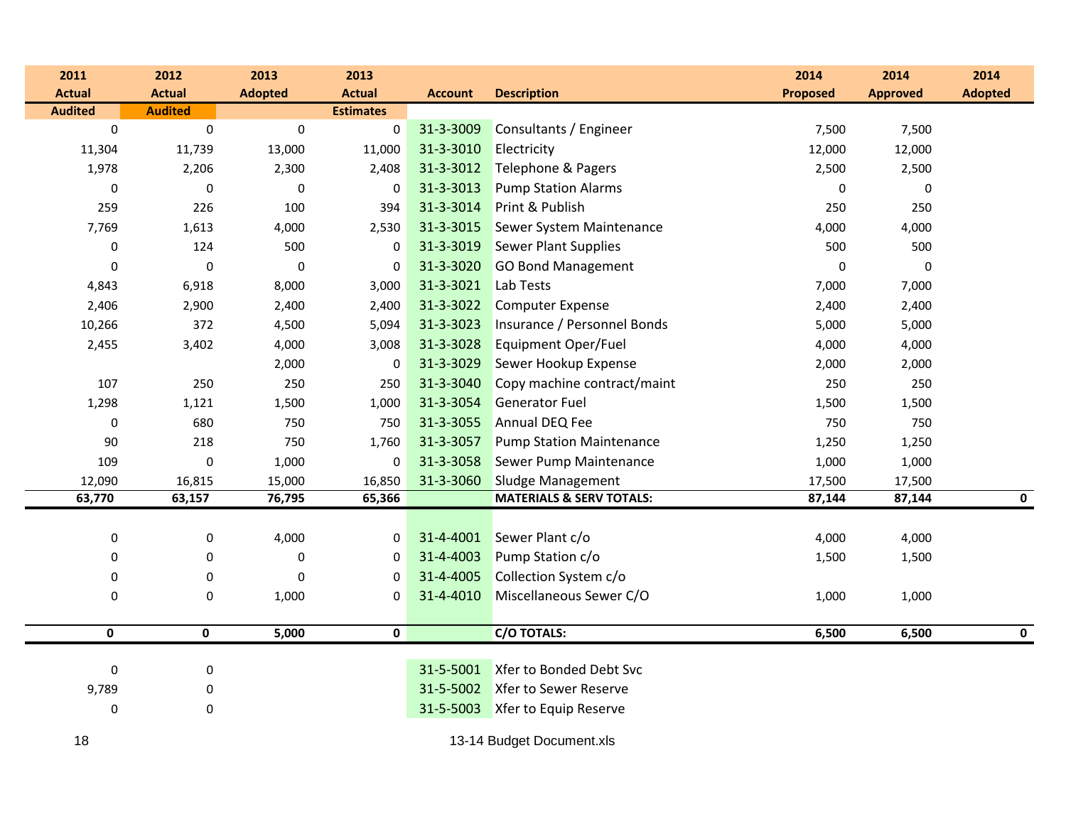| 2011 Actual | 2012 Actual | 2013 Adopted | 2013 Actual | Account | Description | 2014 Proposed | 2014 Approved | 2014 Adopted |
|---|---|---|---|---|---|---|---|---|
| Audited | Audited | | Estimates | | | | | |
| 0 | 0 | 0 | 0 | 31-3-3009 | Consultants / Engineer | 7,500 | 7,500 | |
| 11,304 | 11,739 | 13,000 | 11,000 | 31-3-3010 | Electricity | 12,000 | 12,000 | |
| 1,978 | 2,206 | 2,300 | 2,408 | 31-3-3012 | Telephone & Pagers | 2,500 | 2,500 | |
| 0 | 0 | 0 | 0 | 31-3-3013 | Pump Station Alarms | 0 | 0 | |
| 259 | 226 | 100 | 394 | 31-3-3014 | Print & Publish | 250 | 250 | |
| 7,769 | 1,613 | 4,000 | 2,530 | 31-3-3015 | Sewer System Maintenance | 4,000 | 4,000 | |
| 0 | 124 | 500 | 0 | 31-3-3019 | Sewer Plant Supplies | 500 | 500 | |
| 0 | 0 | 0 | 0 | 31-3-3020 | GO Bond Management | 0 | 0 | |
| 4,843 | 6,918 | 8,000 | 3,000 | 31-3-3021 | Lab Tests | 7,000 | 7,000 | |
| 2,406 | 2,900 | 2,400 | 2,400 | 31-3-3022 | Computer Expense | 2,400 | 2,400 | |
| 10,266 | 372 | 4,500 | 5,094 | 31-3-3023 | Insurance / Personnel Bonds | 5,000 | 5,000 | |
| 2,455 | 3,402 | 4,000 | 3,008 | 31-3-3028 | Equipment Oper/Fuel | 4,000 | 4,000 | |
| | | 2,000 | 0 | 31-3-3029 | Sewer Hookup Expense | 2,000 | 2,000 | |
| 107 | 250 | 250 | 250 | 31-3-3040 | Copy machine contract/maint | 250 | 250 | |
| 1,298 | 1,121 | 1,500 | 1,000 | 31-3-3054 | Generator Fuel | 1,500 | 1,500 | |
| 0 | 680 | 750 | 750 | 31-3-3055 | Annual DEQ Fee | 750 | 750 | |
| 90 | 218 | 750 | 1,760 | 31-3-3057 | Pump Station Maintenance | 1,250 | 1,250 | |
| 109 | 0 | 1,000 | 0 | 31-3-3058 | Sewer Pump Maintenance | 1,000 | 1,000 | |
| 12,090 | 16,815 | 15,000 | 16,850 | 31-3-3060 | Sludge Management | 17,500 | 17,500 | |
| **63,770** | **63,157** | **76,795** | **65,366** | | **MATERIALS & SERV TOTALS:** | **87,144** | **87,144** | **0** |
| | | | | | | | | |
| 0 | 0 | 4,000 | 0 | 31-4-4001 | Sewer Plant c/o | 4,000 | 4,000 | |
| 0 | 0 | 0 | 0 | 31-4-4003 | Pump Station c/o | 1,500 | 1,500 | |
| 0 | 0 | 0 | 0 | 31-4-4005 | Collection System c/o | | | |
| 0 | 0 | 1,000 | 0 | 31-4-4010 | Miscellaneous Sewer C/O | 1,000 | 1,000 | |
| **0** | **0** | **5,000** | **0** | | **C/O TOTALS:** | **6,500** | **6,500** | **0** |
| | | | | | | | | |
| 0 | 0 | | | 31-5-5001 | Xfer to Bonded Debt Svc | | | |
| 9,789 | 0 | | | 31-5-5002 | Xfer to Sewer Reserve | | | |
| 0 | 0 | | | 31-5-5003 | Xfer to Equip Reserve | | | |

13-14 Budget Document.xls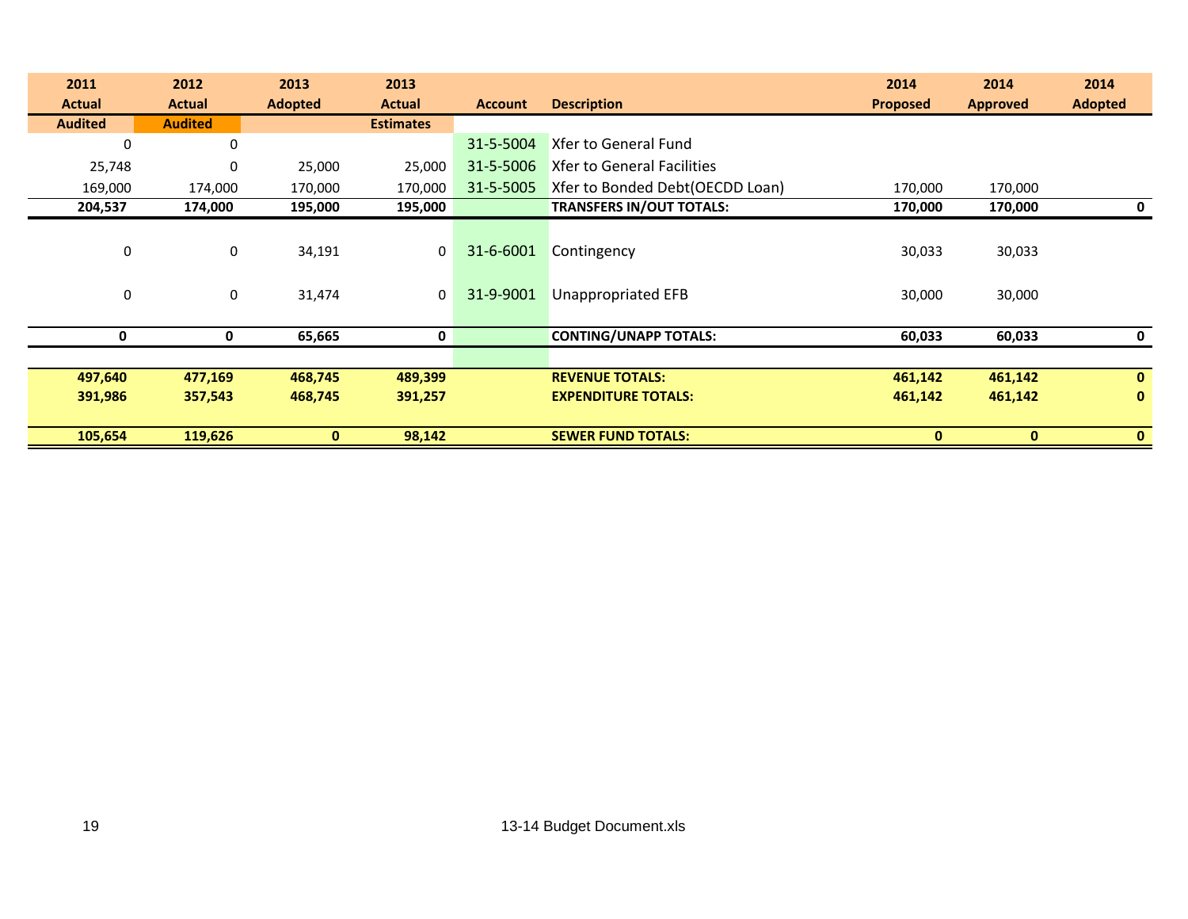| 2011 Actual | 2012 Actual | 2013 Adopted | 2013 Actual | Account | Description | 2014 Proposed | 2014 Approved | 2014 Adopted |
|---|---|---|---|---|---|---|---|---|
| Audited | Audited | | Estimates | | | | | |
| 0 | 0 | | | 31-5-5004 | Xfer to General Fund | | | |
| 25,748 | 0 | 25,000 | 25,000 | 31-5-5006 | Xfer to General Facilities | | | |
| 169,000 | 174,000 | 170,000 | 170,000 | 31-5-5005 | Xfer to Bonded Debt(OECDD Loan) | 170,000 | 170,000 | |
| **204,537** | **174,000** | **195,000** | **195,000** | | **TRANSFERS IN/OUT TOTALS:** | **170,000** | **170,000** | **0** |
| 0 | 0 | 34,191 | 0 | 31-6-6001 | Contingency | 30,033 | 30,033 | |
| 0 | 0 | 31,474 | 0 | 31-9-9001 | Unappropriated EFB | 30,000 | 30,000 | |
| **0** | **0** | **65,665** | **0** | | **CONTING/UNAPP TOTALS:** | **60,033** | **60,033** | **0** |
| **497,640** | **477,169** | **468,745** | **489,399** | | **REVENUE TOTALS:** | **461,142** | **461,142** | **0** |
| **391,986** | **357,543** | **468,745** | **391,257** | | **EXPENDITURE TOTALS:** | **461,142** | **461,142** | **0** |
| **105,654** | **119,626** | **0** | **98,142** | | **SEWER FUND TOTALS:** | **0** | **0** | **0** |

13-14 Budget Document.xls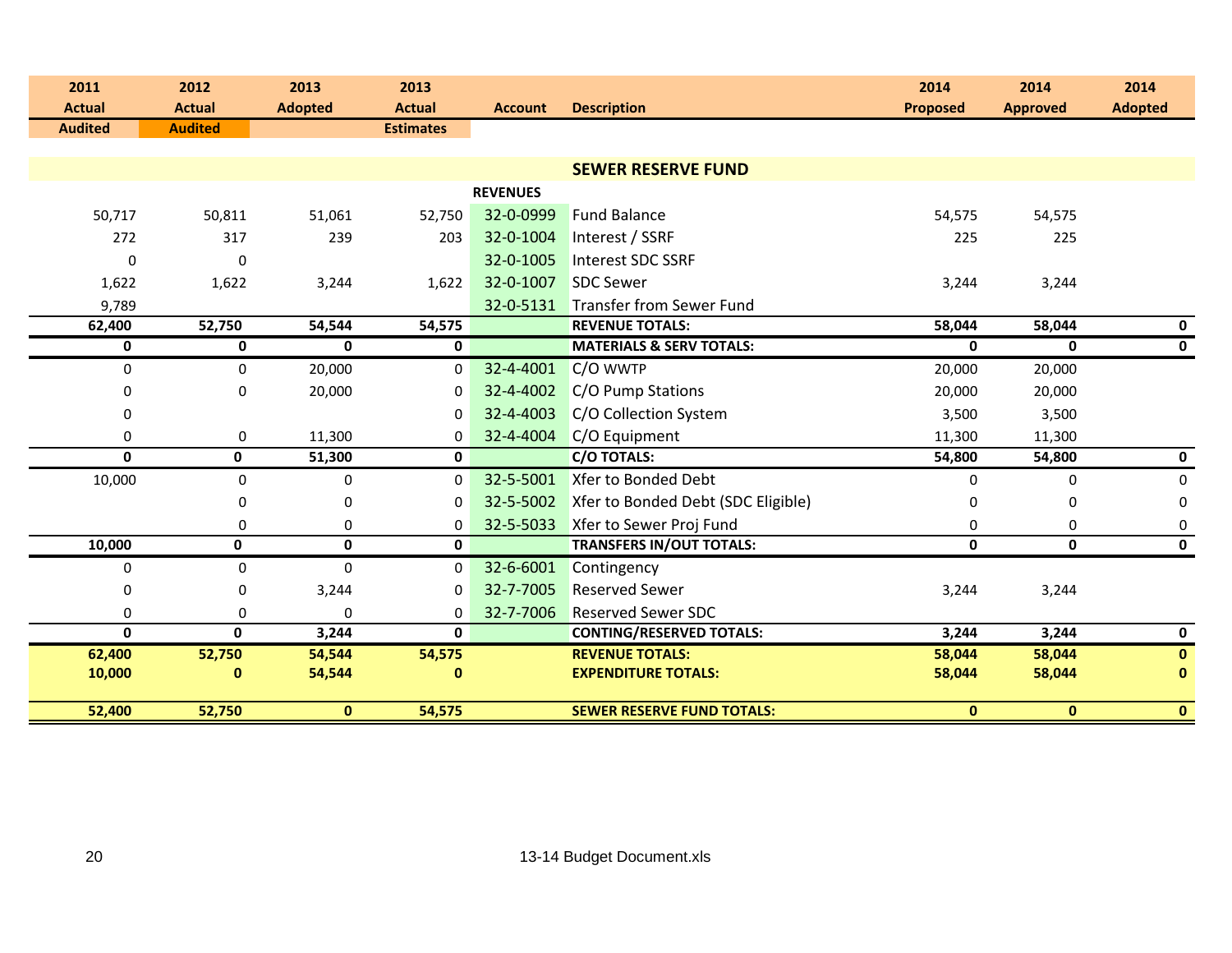| 2011 Actual | 2012 Actual | 2013 Adopted | 2013 Actual | Account | Description | 2014 Proposed | 2014 Approved | 2014 Adopted |
|---|---|---|---|---|---|---|---|---|
| Audited | Audited | | Estimates | | | | | |
| | | | | | **SEWER RESERVE FUND** | | | |
| | | | | **REVENUES** | | | | |
| 50,717 | 50,811 | 51,061 | 52,750 | 32-0-0999 | Fund Balance | 54,575 | 54,575 | |
| 272 | 317 | 239 | 203 | 32-0-1004 | Interest / SSRF | 225 | 225 | |
| 0 | 0 | | | 32-0-1005 | Interest SDC SSRF | | | |
| 1,622 | 1,622 | 3,244 | 1,622 | 32-0-1007 | SDC Sewer | 3,244 | 3,244 | |
| 9,789 | | | | 32-0-5131 | Transfer from Sewer Fund | | | |
| **62,400** | **52,750** | **54,544** | **54,575** | | **REVENUE TOTALS:** | **58,044** | **58,044** | **0** |
| **0** | **0** | **0** | **0** | | **MATERIALS & SERV TOTALS:** | **0** | **0** | **0** |
| 0 | 0 | 20,000 | 0 | 32-4-4001 | C/O WWTP | 20,000 | 20,000 | |
| 0 | 0 | 20,000 | 0 | 32-4-4002 | C/O Pump Stations | 20,000 | 20,000 | |
| 0 | | | 0 | 32-4-4003 | C/O Collection System | 3,500 | 3,500 | |
| 0 | 0 | 11,300 | 0 | 32-4-4004 | C/O Equipment | 11,300 | 11,300 | |
| **0** | **0** | **51,300** | **0** | | **C/O TOTALS:** | **54,800** | **54,800** | **0** |
| 10,000 | 0 | 0 | 0 | 32-5-5001 | Xfer to Bonded Debt | 0 | 0 | 0 |
| | 0 | 0 | 0 | 32-5-5002 | Xfer to Bonded Debt (SDC Eligible) | 0 | 0 | 0 |
| | 0 | 0 | 0 | 32-5-5033 | Xfer to Sewer Proj Fund | 0 | 0 | 0 |
| **10,000** | **0** | **0** | **0** | | **TRANSFERS IN/OUT TOTALS:** | **0** | **0** | **0** |
| 0 | 0 | 0 | 0 | 32-6-6001 | Contingency | | | |
| 0 | 0 | 3,244 | 0 | 32-7-7005 | Reserved Sewer | 3,244 | 3,244 | |
| 0 | 0 | 0 | 0 | 32-7-7006 | Reserved Sewer SDC | | | |
| **0** | **0** | **3,244** | **0** | | **CONTING/RESERVED TOTALS:** | **3,244** | **3,244** | **0** |
| **62,400** | **52,750** | **54,544** | **54,575** | | **REVENUE TOTALS:** | **58,044** | **58,044** | **0** |
| **10,000** | **0** | **54,544** | **0** | | **EXPENDITURE TOTALS:** | **58,044** | **58,044** | **0** |
| **52,400** | **52,750** | **0** | **54,575** | | **SEWER RESERVE FUND TOTALS:** | **0** | **0** | **0** |

13-14 Budget Document.xls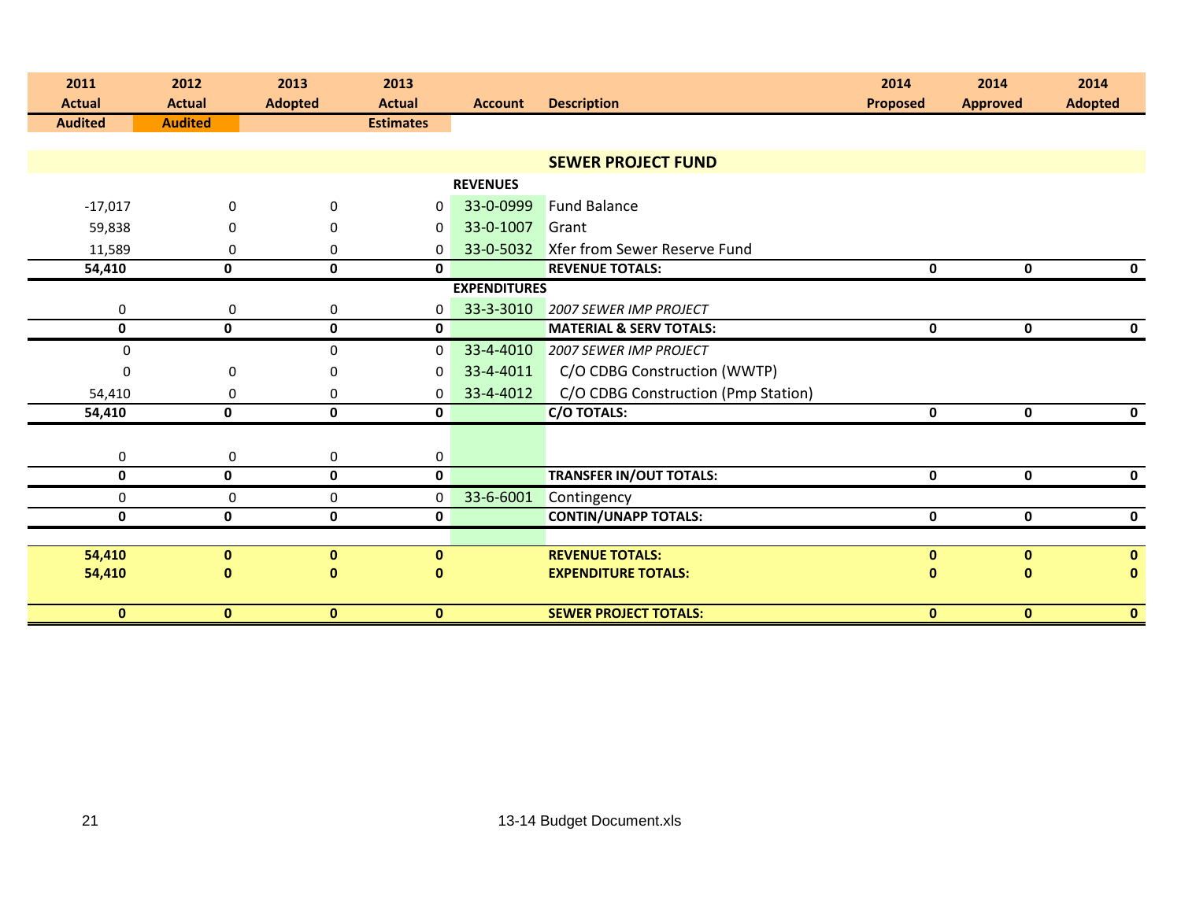| 2011 Actual Audited | 2012 Actual Audited | 2013 Adopted | 2013 Actual Estimates | Account | Description | 2014 Proposed | 2014 Approved | 2014 Adopted |
|---|---|---|---|---|---|---|---|---|
| | | | | | **SEWER PROJECT FUND** | | | |
| | | | | **REVENUES** | | | | |
| -17,017 | 0 | 0 | 0 | 33-0-0999 | Fund Balance | | | |
| 59,838 | 0 | 0 | 0 | 33-0-1007 | Grant | | | |
| 11,589 | 0 | 0 | 0 | 33-0-5032 | Xfer from Sewer Reserve Fund | | | |
| **54,410** | **0** | **0** | **0** | | **REVENUE TOTALS:** | **0** | **0** | **0** |
| | | | | **EXPENDITURES** | | | | |
| 0 | 0 | 0 | 0 | 33-3-3010 | *2007 SEWER IMP PROJECT* | | | |
| **0** | **0** | **0** | **0** | | **MATERIAL & SERV TOTALS:** | **0** | **0** | **0** |
| 0 | | 0 | 0 | 33-4-4010 | *2007 SEWER IMP PROJECT* | | | |
| 0 | 0 | 0 | 0 | 33-4-4011 | C/O CDBG Construction (WWTP) | | | |
| 54,410 | 0 | 0 | 0 | 33-4-4012 | C/O CDBG Construction (Pmp Station) | | | |
| **54,410** | **0** | **0** | **0** | | **C/O TOTALS:** | **0** | **0** | **0** |
| 0 | 0 | 0 | 0 | | | | | |
| **0** | **0** | **0** | **0** | | **TRANSFER IN/OUT TOTALS:** | **0** | **0** | **0** |
| 0 | 0 | 0 | 0 | 33-6-6001 | Contingency | | | |
| **0** | **0** | **0** | **0** | | **CONTIN/UNAPP TOTALS:** | **0** | **0** | **0** |
| **54,410** | **0** | **0** | **0** | | **REVENUE TOTALS:** | **0** | **0** | **0** |
| **54,410** | **0** | **0** | **0** | | **EXPENDITURE TOTALS:** | **0** | **0** | **0** |
| **0** | **0** | **0** | **0** | | **SEWER PROJECT TOTALS:** | **0** | **0** | **0** |

13-14 Budget Document.xls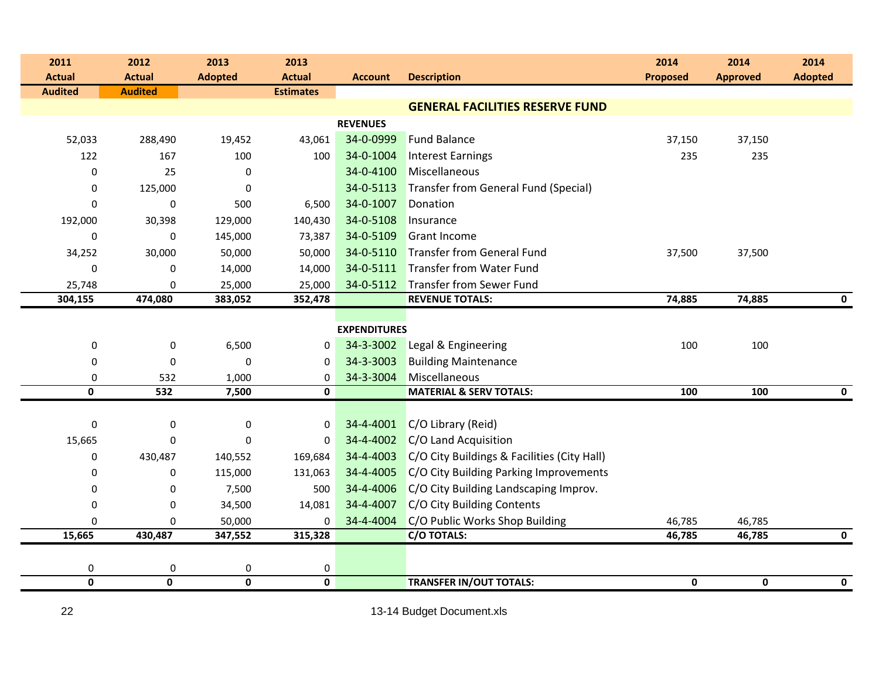| 2011 Actual Audited | 2012 Actual Audited | 2013 Adopted | 2013 Actual Estimates | Account | Description | 2014 Proposed | 2014 Approved | 2014 Adopted |
|---|---|---|---|---|---|---|---|---|
| | | | | | **GENERAL FACILITIES RESERVE FUND** | | | |
| | | | | **REVENUES** | | | | |
| 52,033 | 288,490 | 19,452 | 43,061 | 34-0-0999 | Fund Balance | 37,150 | 37,150 | |
| 122 | 167 | 100 | 100 | 34-0-1004 | Interest Earnings | 235 | 235 | |
| 0 | 25 | 0 | | 34-0-4100 | Miscellaneous | | | |
| 0 | 125,000 | 0 | | 34-0-5113 | Transfer from General Fund (Special) | | | |
| 0 | 0 | 500 | 6,500 | 34-0-1007 | Donation | | | |
| 192,000 | 30,398 | 129,000 | 140,430 | 34-0-5108 | Insurance | | | |
| 0 | 0 | 145,000 | 73,387 | 34-0-5109 | Grant Income | | | |
| 34,252 | 30,000 | 50,000 | 50,000 | 34-0-5110 | Transfer from General Fund | 37,500 | 37,500 | |
| 0 | 0 | 14,000 | 14,000 | 34-0-5111 | Transfer from Water Fund | | | |
| 25,748 | 0 | 25,000 | 25,000 | 34-0-5112 | Transfer from Sewer Fund | | | |
| **304,155** | **474,080** | **383,052** | **352,478** | | **REVENUE TOTALS:** | **74,885** | **74,885** | **0** |
| | | | | **EXPENDITURES** | | | | |
| 0 | 0 | 6,500 | 0 | 34-3-3002 | Legal & Engineering | 100 | 100 | |
| 0 | 0 | 0 | 0 | 34-3-3003 | Building Maintenance | | | |
| 0 | 532 | 1,000 | 0 | 34-3-3004 | Miscellaneous | | | |
| **0** | **532** | **7,500** | **0** | | **MATERIAL & SERV TOTALS:** | **100** | **100** | **0** |
| 0 | 0 | 0 | 0 | 34-4-4001 | C/O Library (Reid) | | | |
| 15,665 | 0 | 0 | 0 | 34-4-4002 | C/O Land Acquisition | | | |
| 0 | 430,487 | 140,552 | 169,684 | 34-4-4003 | C/O City Buildings & Facilities (City Hall) | | | |
| 0 | 0 | 115,000 | 131,063 | 34-4-4005 | C/O City Building Parking Improvements | | | |
| 0 | 0 | 7,500 | 500 | 34-4-4006 | C/O City Building Landscaping Improv. | | | |
| 0 | 0 | 34,500 | 14,081 | 34-4-4007 | C/O City Building Contents | | | |
| 0 | 0 | 50,000 | 0 | 34-4-4004 | C/O Public Works Shop Building | 46,785 | 46,785 | |
| **15,665** | **430,487** | **347,552** | **315,328** | | **C/O TOTALS:** | **46,785** | **46,785** | **0** |
| 0 | 0 | 0 | 0 | | | | | |
| **0** | **0** | **0** | **0** | | **TRANSFER IN/OUT TOTALS:** | **0** | **0** | **0** |

13-14 Budget Document.xls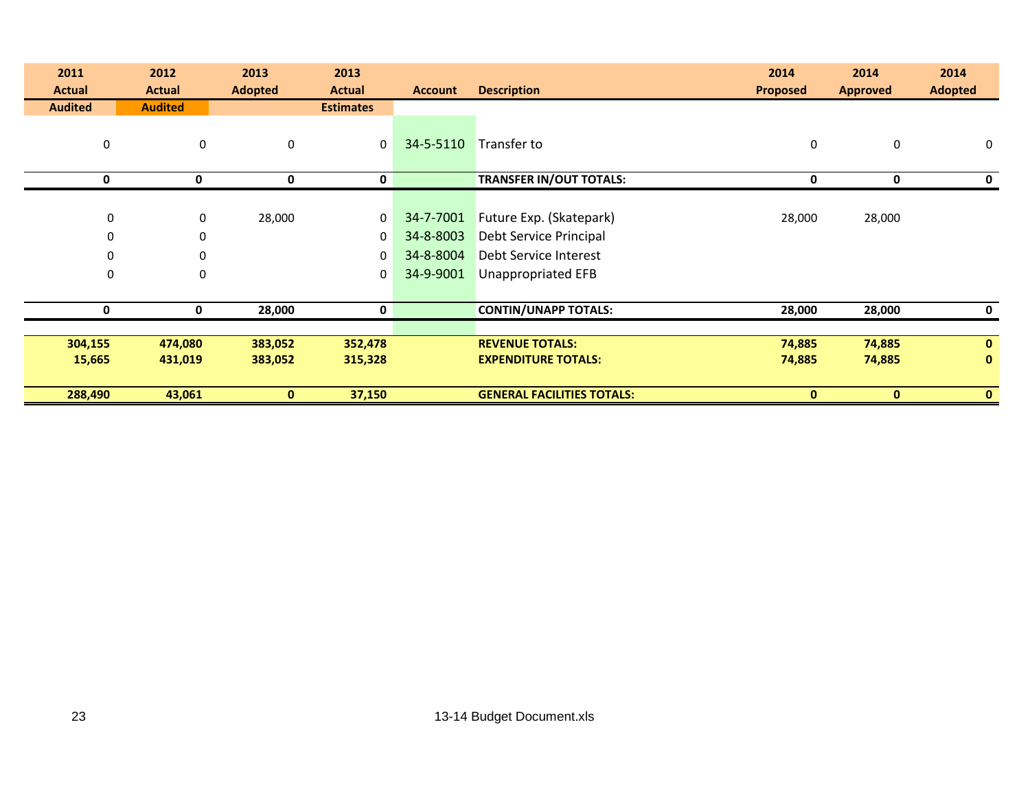| 2011 Actual Audited | 2012 Actual Audited | 2013 Adopted | 2013 Actual Estimates | Account | Description | 2014 Proposed | 2014 Approved | 2014 Adopted |
|---|---|---|---|---|---|---|---|---|
| 0 | 0 | 0 | 0 | 34-5-5110 | Transfer to | 0 | 0 | 0 |
| **0** | **0** | **0** | **0** | | **TRANSFER IN/OUT TOTALS:** | **0** | **0** | **0** |
| 0 | 0 | 28,000 | 0 | 34-7-7001 | Future Exp. (Skatepark) | 28,000 | 28,000 | |
| 0 | 0 | | 0 | 34-8-8003 | Debt Service Principal | | | |
| 0 | 0 | | 0 | 34-8-8004 | Debt Service Interest | | | |
| 0 | 0 | | 0 | 34-9-9001 | Unappropriated EFB | | | |
| **0** | **0** | **28,000** | **0** | | **CONTIN/UNAPP TOTALS:** | **28,000** | **28,000** | **0** |
| **304,155** | **474,080** | **383,052** | **352,478** | | **REVENUE TOTALS:** | **74,885** | **74,885** | **0** |
| **15,665** | **431,019** | **383,052** | **315,328** | | **EXPENDITURE TOTALS:** | **74,885** | **74,885** | **0** |
| **288,490** | **43,061** | **0** | **37,150** | | **GENERAL FACILITIES TOTALS:** | **0** | **0** | **0** |

13-14 Budget Document.xls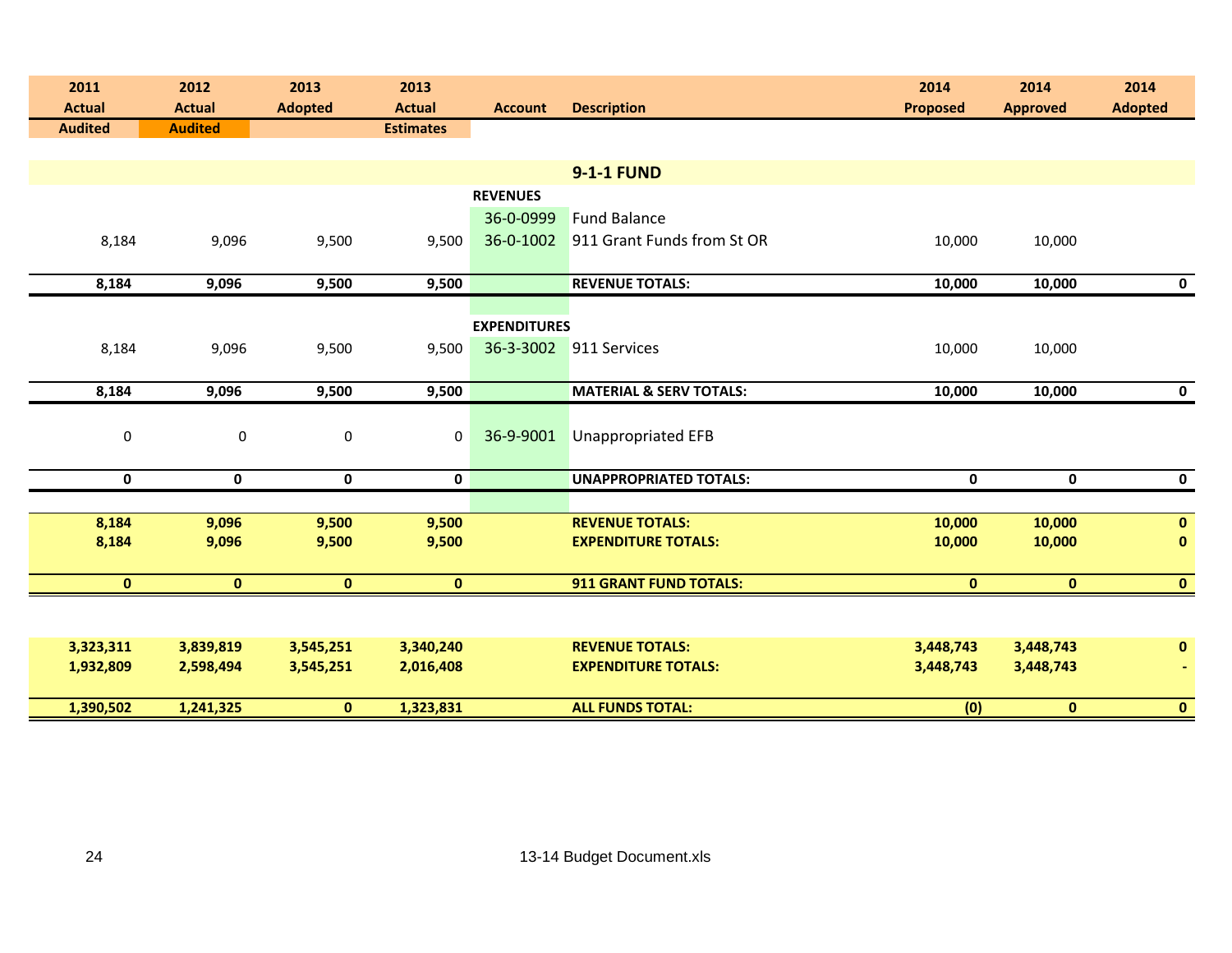| 2011 Actual Audited | 2012 Actual Audited | 2013 Adopted | 2013 Actual Estimates | Account | Description | 2014 Proposed | 2014 Approved | 2014 Adopted |
|---|---|---|---|---|---|---|---|---|
| | | | | | **9-1-1 FUND** | | | |
| | | | | **REVENUES** | | | | |
| | | | | 36-0-0999 | Fund Balance | | | |
| 8,184 | 9,096 | 9,500 | 9,500 | 36-0-1002 | 911 Grant Funds from St OR | 10,000 | 10,000 | |
| **8,184** | **9,096** | **9,500** | **9,500** | | **REVENUE TOTALS:** | **10,000** | **10,000** | **0** |
| | | | | **EXPENDITURES** | | | | |
| 8,184 | 9,096 | 9,500 | 9,500 | 36-3-3002 | 911 Services | 10,000 | 10,000 | |
| **8,184** | **9,096** | **9,500** | **9,500** | | **MATERIAL & SERV TOTALS:** | **10,000** | **10,000** | **0** |
| 0 | 0 | 0 | 0 | 36-9-9001 | Unappropriated EFB | | | |
| **0** | **0** | **0** | **0** | | **UNAPPROPRIATED TOTALS:** | **0** | **0** | **0** |
| **8,184** | **9,096** | **9,500** | **9,500** | | **REVENUE TOTALS:** | **10,000** | **10,000** | **0** |
| **8,184** | **9,096** | **9,500** | **9,500** | | **EXPENDITURE TOTALS:** | **10,000** | **10,000** | **0** |
| **0** | **0** | **0** | **0** | | **911 GRANT FUND TOTALS:** | **0** | **0** | **0** |
| **3,323,311** | **3,839,819** | **3,545,251** | **3,340,240** | | **REVENUE TOTALS:** | **3,448,743** | **3,448,743** | **0** |
| **1,932,809** | **2,598,494** | **3,545,251** | **2,016,408** | | **EXPENDITURE TOTALS:** | **3,448,743** | **3,448,743** | **-** |
| **1,390,502** | **1,241,325** | **0** | **1,323,831** | | **ALL FUNDS TOTAL:** | **(0)** | **0** | **0** |

13-14 Budget Document.xls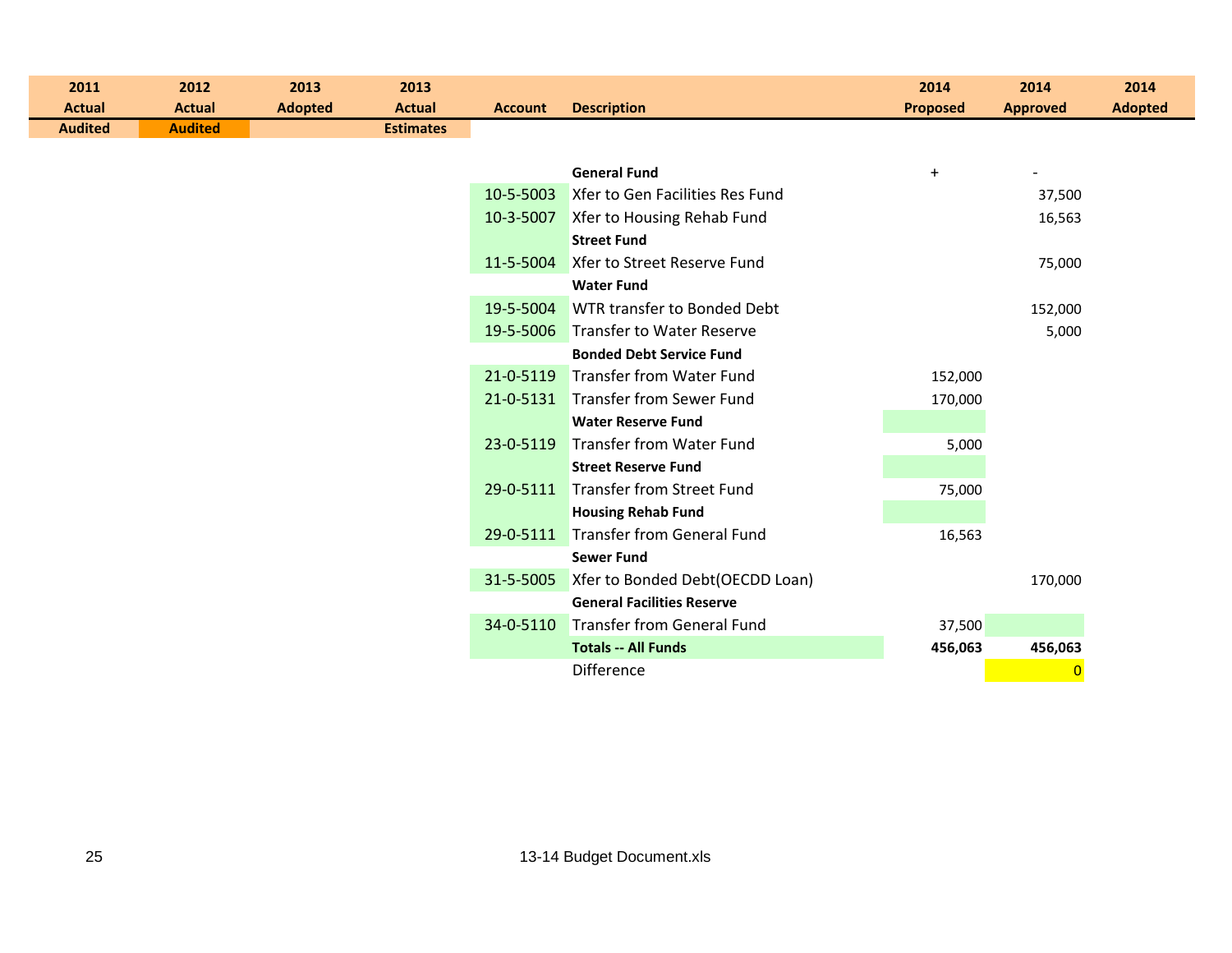| 2011 Actual Audited | 2012 Actual Audited | 2013 Adopted | 2013 Actual Estimates | Account | Description | 2014 Proposed | 2014 Approved | 2014 Adopted |
|---|---|---|---|---|---|---|---|---|
| | | | | | **General Fund** | + | - | |
| | | | | 10-5-5003 | Xfer to Gen Facilities Res Fund | | 37,500 | |
| | | | | 10-3-5007 | Xfer to Housing Rehab Fund | | 16,563 | |
| | | | | | **Street Fund** | | | |
| | | | | 11-5-5004 | Xfer to Street Reserve Fund | | 75,000 | |
| | | | | | **Water Fund** | | | |
| | | | | 19-5-5004 | WTR transfer to Bonded Debt | | 152,000 | |
| | | | | 19-5-5006 | Transfer to Water Reserve | | 5,000 | |
| | | | | | **Bonded Debt Service Fund** | | | |
| | | | | 21-0-5119 | Transfer from Water Fund | 152,000 | | |
| | | | | 21-0-5131 | Transfer from Sewer Fund | 170,000 | | |
| | | | | | **Water Reserve Fund** | | | |
| | | | | 23-0-5119 | Transfer from Water Fund | 5,000 | | |
| | | | | | **Street Reserve Fund** | | | |
| | | | | 29-0-5111 | Transfer from Street Fund | 75,000 | | |
| | | | | | **Housing Rehab Fund** | | | |
| | | | | 29-0-5111 | Transfer from General Fund | 16,563 | | |
| | | | | | **Sewer Fund** | | | |
| | | | | 31-5-5005 | Xfer to Bonded Debt(OECDD Loan) | | 170,000 | |
| | | | | | **General Facilities Reserve** | | | |
| | | | | 34-0-5110 | Transfer from General Fund | 37,500 | | |
| | | | | | **Totals -- All Funds** | **456,063** | **456,063** | |
| | | | | | Difference | | 0 | |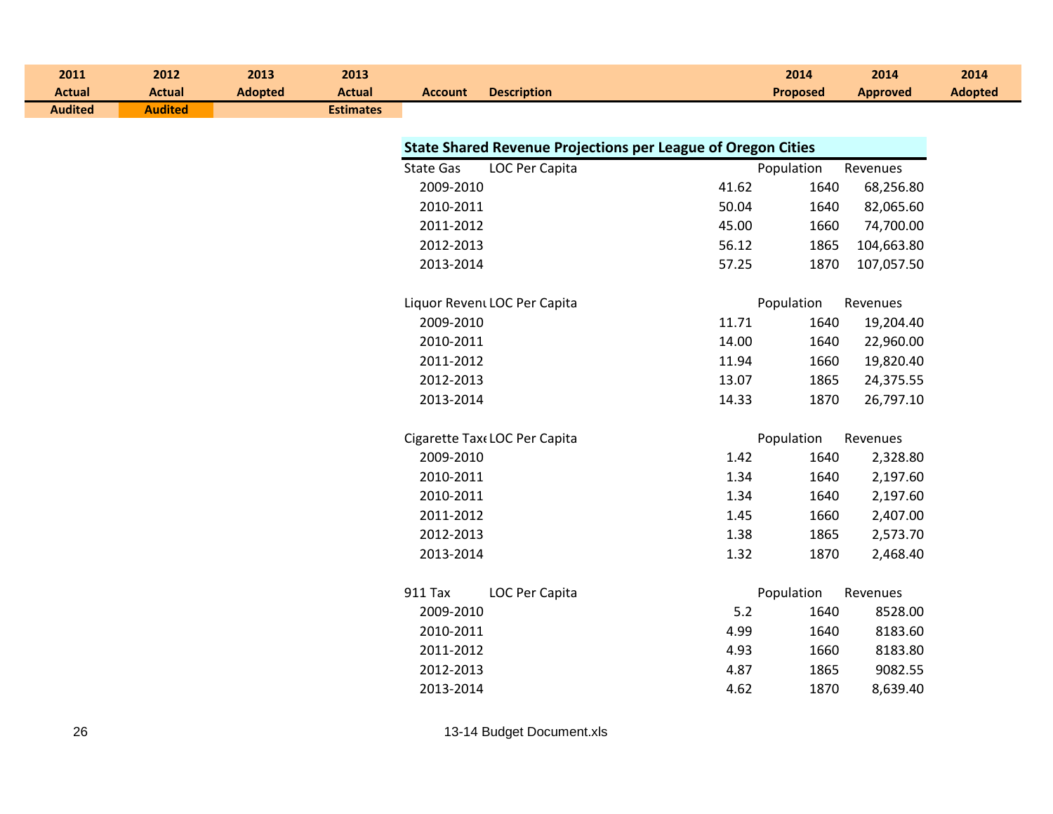| 2011 Actual Audited | 2012 Actual Audited | 2013 Adopted | 2013 Actual Estimates | Account | Description | 2014 Proposed | 2014 Approved | 2014 Adopted |
|---|---|---|---|---|---|---|---|---|

## State Shared Revenue Projections per League of Oregon Cities

| State Gas | LOC Per Capita | | Population | Revenues |
|---|---|---|---|---|
| 2009-2010 | | 41.62 | 1640 | 68,256.80 |
| 2010-2011 | | 50.04 | 1640 | 82,065.60 |
| 2011-2012 | | 45.00 | 1660 | 74,700.00 |
| 2012-2013 | | 56.12 | 1865 | 104,663.80 |
| 2013-2014 | | 57.25 | 1870 | 107,057.50 |

| Liquor Revenu | LOC Per Capita | | Population | Revenues |
|---|---|---|---|---|
| 2009-2010 | | 11.71 | 1640 | 19,204.40 |
| 2010-2011 | | 14.00 | 1640 | 22,960.00 |
| 2011-2012 | | 11.94 | 1660 | 19,820.40 |
| 2012-2013 | | 13.07 | 1865 | 24,375.55 |
| 2013-2014 | | 14.33 | 1870 | 26,797.10 |

| Cigarette Taxe | LOC Per Capita | | Population | Revenues |
|---|---|---|---|---|
| 2009-2010 | | 1.42 | 1640 | 2,328.80 |
| 2010-2011 | | 1.34 | 1640 | 2,197.60 |
| 2010-2011 | | 1.34 | 1640 | 2,197.60 |
| 2011-2012 | | 1.45 | 1660 | 2,407.00 |
| 2012-2013 | | 1.38 | 1865 | 2,573.70 |
| 2013-2014 | | 1.32 | 1870 | 2,468.40 |

| 911 Tax | LOC Per Capita | | Population | Revenues |
|---|---|---|---|---|
| 2009-2010 | | 5.2 | 1640 | 8528.00 |
| 2010-2011 | | 4.99 | 1640 | 8183.60 |
| 2011-2012 | | 4.93 | 1660 | 8183.80 |
| 2012-2013 | | 4.87 | 1865 | 9082.55 |
| 2013-2014 | | 4.62 | 1870 | 8,639.40 |